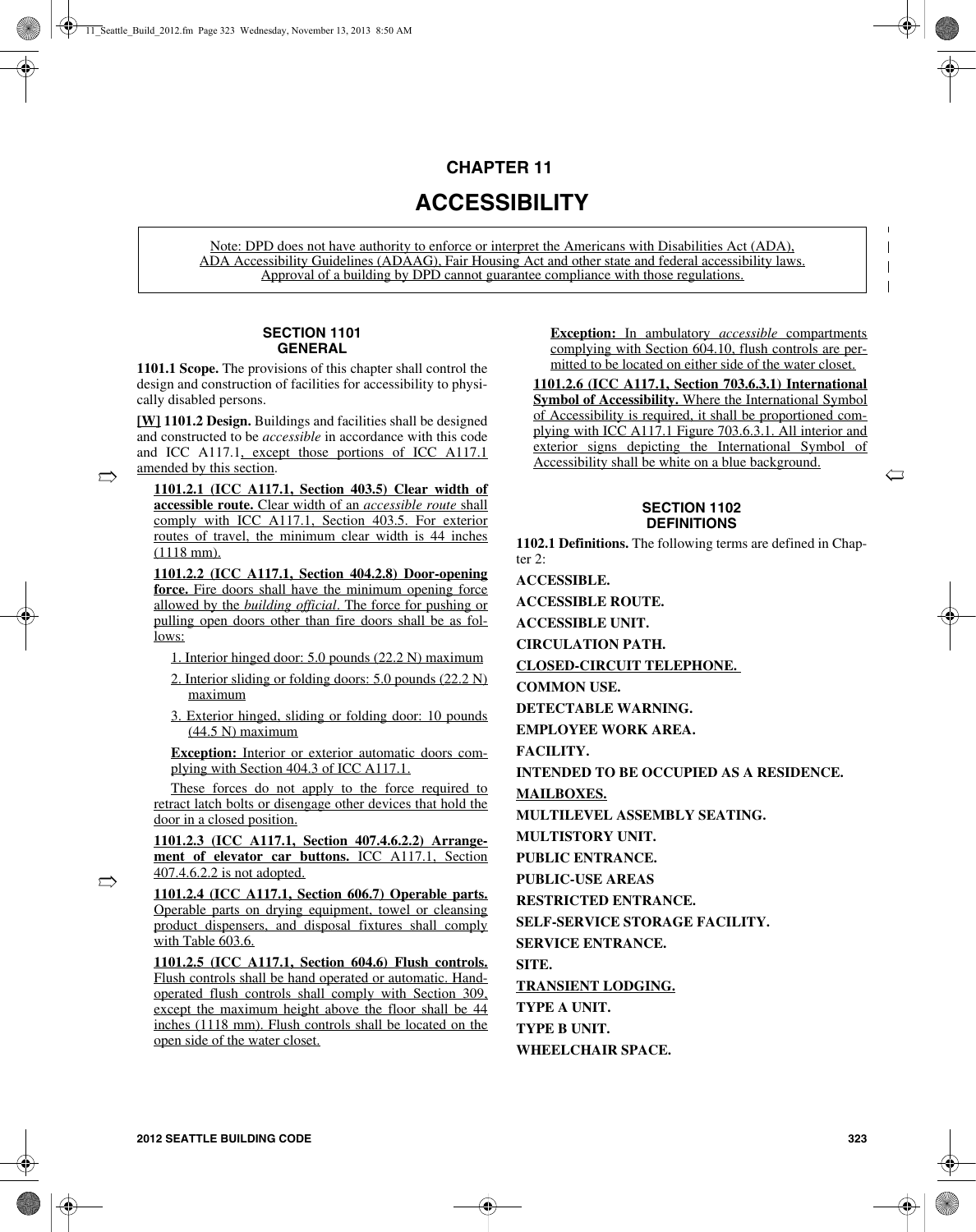# CHAPTER 11

# ACCESSIBILITY

> Note: DPD does not have authority to enforce or interpret the Americans with Disabilities Act (ADA), ADA Accessibility Guidelines (ADAAG), Fair Housing Act and other state and federal accessibility laws. Approval of a building by DPD cannot guarantee compliance with those regulations.

## SECTION 1101
## GENERAL

**1101.1 Scope.** The provisions of this chapter shall control the design and construction of facilities for accessibility to physically disabled persons.

**[W] 1101.2 Design.** Buildings and facilities shall be designed and constructed to be *accessible* in accordance with this code and ICC A117.1, except those portions of ICC A117.1 amended by this section.

**1101.2.1 (ICC A117.1, Section 403.5) Clear width of accessible route.** Clear width of an *accessible route* shall comply with ICC A117.1, Section 403.5. For exterior routes of travel, the minimum clear width is 44 inches (1118 mm).

**1101.2.2 (ICC A117.1, Section 404.2.8) Door-opening force.** Fire doors shall have the minimum opening force allowed by the *building official*. The force for pushing or pulling open doors other than fire doors shall be as follows:

1. Interior hinged door: 5.0 pounds (22.2 N) maximum
2. Interior sliding or folding doors: 5.0 pounds (22.2 N) maximum
3. Exterior hinged, sliding or folding door: 10 pounds (44.5 N) maximum

**Exception:** Interior or exterior automatic doors complying with Section 404.3 of ICC A117.1.

These forces do not apply to the force required to retract latch bolts or disengage other devices that hold the door in a closed position.

**1101.2.3 (ICC A117.1, Section 407.4.6.2.2) Arrangement of elevator car buttons.** ICC A117.1, Section 407.4.6.2.2 is not adopted.

**1101.2.4 (ICC A117.1, Section 606.7) Operable parts.** Operable parts on drying equipment, towel or cleansing product dispensers, and disposal fixtures shall comply with Table 603.6.

**1101.2.5 (ICC A117.1, Section 604.6) Flush controls.** Flush controls shall be hand operated or automatic. Hand-operated flush controls shall comply with Section 309, except the maximum height above the floor shall be 44 inches (1118 mm). Flush controls shall be located on the open side of the water closet.

**Exception:** In ambulatory *accessible* compartments complying with Section 604.10, flush controls are permitted to be located on either side of the water closet.

**1101.2.6 (ICC A117.1, Section 703.6.3.1) International Symbol of Accessibility.** Where the International Symbol of Accessibility is required, it shall be proportioned complying with ICC A117.1 Figure 703.6.3.1. All interior and exterior signs depicting the International Symbol of Accessibility shall be white on a blue background.

## SECTION 1102
## DEFINITIONS

**1102.1 Definitions.** The following terms are defined in Chapter 2:

**ACCESSIBLE.**

**ACCESSIBLE ROUTE.**

**ACCESSIBLE UNIT.**

**CIRCULATION PATH.**

**CLOSED-CIRCUIT TELEPHONE.**

**COMMON USE.**

**DETECTABLE WARNING.**

**EMPLOYEE WORK AREA.**

**FACILITY.**

**INTENDED TO BE OCCUPIED AS A RESIDENCE.**

**MAILBOXES.**

**MULTILEVEL ASSEMBLY SEATING.**

**MULTISTORY UNIT.**

**PUBLIC ENTRANCE.**

**PUBLIC-USE AREAS**

**RESTRICTED ENTRANCE.**

**SELF-SERVICE STORAGE FACILITY.**

**SERVICE ENTRANCE.**

**SITE.**

**TRANSIENT LODGING.**

**TYPE A UNIT.**

**TYPE B UNIT.**

**WHEELCHAIR SPACE.**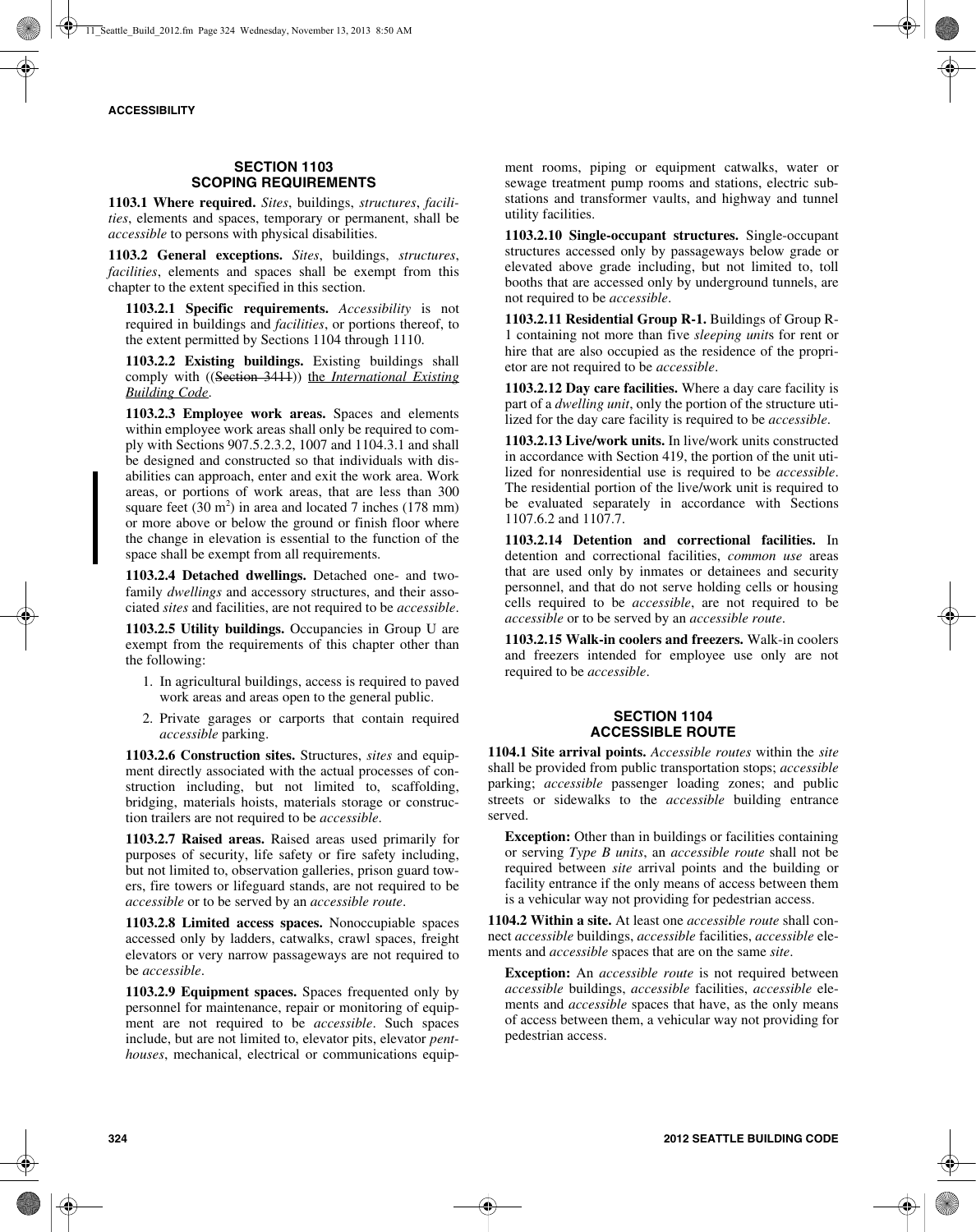## SECTION 1103 SCOPING REQUIREMENTS

**1103.1 Where required.** *Sites*, buildings, *structures*, *facilities*, elements and spaces, temporary or permanent, shall be *accessible* to persons with physical disabilities.

**1103.2 General exceptions.** *Sites*, buildings, *structures*, *facilities*, elements and spaces shall be exempt from this chapter to the extent specified in this section.

**1103.2.1 Specific requirements.** *Accessibility* is not required in buildings and *facilities*, or portions thereof, to the extent permitted by Sections 1104 through 1110.

**1103.2.2 Existing buildings.** Existing buildings shall comply with ((~~Section 3411~~)) the *International Existing Building Code*.

**1103.2.3 Employee work areas.** Spaces and elements within employee work areas shall only be required to comply with Sections 907.5.2.3.2, 1007 and 1104.3.1 and shall be designed and constructed so that individuals with disabilities can approach, enter and exit the work area. Work areas, or portions of work areas, that are less than 300 square feet (30 $m^2$) in area and located 7 inches (178 mm) or more above or below the ground or finish floor where the change in elevation is essential to the function of the space shall be exempt from all requirements.

**1103.2.4 Detached dwellings.** Detached one- and two-family *dwellings* and accessory structures, and their associated *sites* and facilities, are not required to be *accessible*.

**1103.2.5 Utility buildings.** Occupancies in Group U are exempt from the requirements of this chapter other than the following:

1. In agricultural buildings, access is required to paved work areas and areas open to the general public.
2. Private garages or carports that contain required *accessible* parking.

**1103.2.6 Construction sites.** Structures, *sites* and equipment directly associated with the actual processes of construction including, but not limited to, scaffolding, bridging, materials hoists, materials storage or construction trailers are not required to be *accessible*.

**1103.2.7 Raised areas.** Raised areas used primarily for purposes of security, life safety or fire safety including, but not limited to, observation galleries, prison guard towers, fire towers or lifeguard stands, are not required to be *accessible* or to be served by an *accessible route*.

**1103.2.8 Limited access spaces.** Nonoccupiable spaces accessed only by ladders, catwalks, crawl spaces, freight elevators or very narrow passageways are not required to be *accessible*.

**1103.2.9 Equipment spaces.** Spaces frequented only by personnel for maintenance, repair or monitoring of equipment are not required to be *accessible*. Such spaces include, but are not limited to, elevator pits, elevator *penthouses*, mechanical, electrical or communications equipment rooms, piping or equipment catwalks, water or sewage treatment pump rooms and stations, electric substations and transformer vaults, and highway and tunnel utility facilities.

**1103.2.10 Single-occupant structures.** Single-occupant structures accessed only by passageways below grade or elevated above grade including, but not limited to, toll booths that are accessed only by underground tunnels, are not required to be *accessible*.

**1103.2.11 Residential Group R-1.** Buildings of Group R-1 containing not more than five *sleeping units* for rent or hire that are also occupied as the residence of the proprietor are not required to be *accessible*.

**1103.2.12 Day care facilities.** Where a day care facility is part of a *dwelling unit*, only the portion of the structure utilized for the day care facility is required to be *accessible*.

**1103.2.13 Live/work units.** In live/work units constructed in accordance with Section 419, the portion of the unit utilized for nonresidential use is required to be *accessible*. The residential portion of the live/work unit is required to be evaluated separately in accordance with Sections 1107.6.2 and 1107.7.

**1103.2.14 Detention and correctional facilities.** In detention and correctional facilities, *common use* areas that are used only by inmates or detainees and security personnel, and that do not serve holding cells or housing cells required to be *accessible*, are not required to be *accessible* or to be served by an *accessible route*.

**1103.2.15 Walk-in coolers and freezers.** Walk-in coolers and freezers intended for employee use only are not required to be *accessible*.

## SECTION 1104 ACCESSIBLE ROUTE

**1104.1 Site arrival points.** *Accessible routes* within the *site* shall be provided from public transportation stops; *accessible* parking; *accessible* passenger loading zones; and public streets or sidewalks to the *accessible* building entrance served.

**Exception:** Other than in buildings or facilities containing or serving *Type B units*, an *accessible route* shall not be required between *site* arrival points and the building or facility entrance if the only means of access between them is a vehicular way not providing for pedestrian access.

**1104.2 Within a site.** At least one *accessible route* shall connect *accessible* buildings, *accessible* facilities, *accessible* elements and *accessible* spaces that are on the same *site*.

**Exception:** An *accessible route* is not required between *accessible* buildings, *accessible* facilities, *accessible* elements and *accessible* spaces that have, as the only means of access between them, a vehicular way not providing for pedestrian access.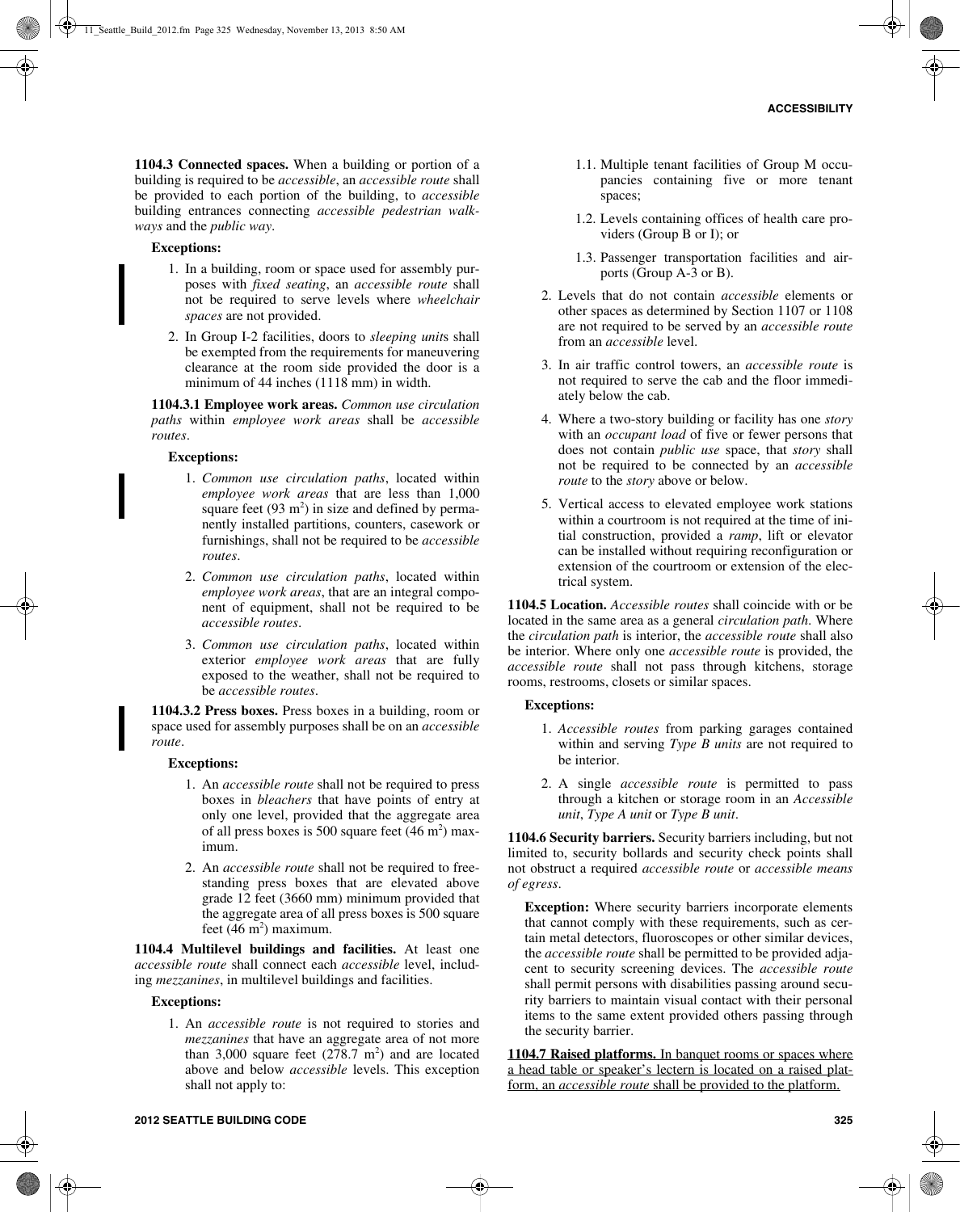**1104.3 Connected spaces.** When a building or portion of a building is required to be *accessible*, an *accessible route* shall be provided to each portion of the building, to *accessible* building entrances connecting *accessible pedestrian walkways* and the *public way*.

**Exceptions:**

1. In a building, room or space used for assembly purposes with *fixed seating*, an *accessible route* shall not be required to serve levels where *wheelchair spaces* are not provided.
2. In Group I-2 facilities, doors to *sleeping units* shall be exempted from the requirements for maneuvering clearance at the room side provided the door is a minimum of 44 inches (1118 mm) in width.

**1104.3.1 Employee work areas.** *Common use circulation paths* within *employee work areas* shall be *accessible routes*.

**Exceptions:**

1. *Common use circulation paths*, located within *employee work areas* that are less than 1,000 square feet (93 m$^2$) in size and defined by permanently installed partitions, counters, casework or furnishings, shall not be required to be *accessible routes*.
2. *Common use circulation paths*, located within *employee work areas*, that are an integral component of equipment, shall not be required to be *accessible routes*.
3. *Common use circulation paths*, located within exterior *employee work areas* that are fully exposed to the weather, shall not be required to be *accessible routes*.

**1104.3.2 Press boxes.** Press boxes in a building, room or space used for assembly purposes shall be on an *accessible route*.

**Exceptions:**

1. An *accessible route* shall not be required to press boxes in *bleachers* that have points of entry at only one level, provided that the aggregate area of all press boxes is 500 square feet (46 m$^2$) maximum.
2. An *accessible route* shall not be required to free-standing press boxes that are elevated above grade 12 feet (3660 mm) minimum provided that the aggregate area of all press boxes is 500 square feet (46 m$^2$) maximum.

**1104.4 Multilevel buildings and facilities.** At least one *accessible route* shall connect each *accessible* level, including *mezzanines*, in multilevel buildings and facilities.

**Exceptions:**

1. An *accessible route* is not required to stories and *mezzanines* that have an aggregate area of not more than 3,000 square feet (278.7 m$^2$) and are located above and below *accessible* levels. This exception shall not apply to:
   - 1.1. Multiple tenant facilities of Group M occupancies containing five or more tenant spaces;
   - 1.2. Levels containing offices of health care providers (Group B or I); or
   - 1.3. Passenger transportation facilities and airports (Group A-3 or B).
2. Levels that do not contain *accessible* elements or other spaces as determined by Section 1107 or 1108 are not required to be served by an *accessible route* from an *accessible* level.
3. In air traffic control towers, an *accessible route* is not required to serve the cab and the floor immediately below the cab.
4. Where a two-story building or facility has one *story* with an *occupant load* of five or fewer persons that does not contain *public use* space, that *story* shall not be required to be connected by an *accessible route* to the *story* above or below.
5. Vertical access to elevated employee work stations within a courtroom is not required at the time of initial construction, provided a *ramp*, lift or elevator can be installed without requiring reconfiguration or extension of the courtroom or extension of the electrical system.

**1104.5 Location.** *Accessible routes* shall coincide with or be located in the same area as a general *circulation path*. Where the *circulation path* is interior, the *accessible route* shall also be interior. Where only one *accessible route* is provided, the *accessible route* shall not pass through kitchens, storage rooms, restrooms, closets or similar spaces.

**Exceptions:**

1. *Accessible routes* from parking garages contained within and serving *Type B units* are not required to be interior.
2. A single *accessible route* is permitted to pass through a kitchen or storage room in an *Accessible unit*, *Type A unit* or *Type B unit*.

**1104.6 Security barriers.** Security barriers including, but not limited to, security bollards and security check points shall not obstruct a required *accessible route* or *accessible means of egress*.

**Exception:** Where security barriers incorporate elements that cannot comply with these requirements, such as certain metal detectors, fluoroscopes or other similar devices, the *accessible route* shall be permitted to be provided adjacent to security screening devices. The *accessible route* shall permit persons with disabilities passing around security barriers to maintain visual contact with their personal items to the same extent provided others passing through the security barrier.

**1104.7 Raised platforms.** In banquet rooms or spaces where a head table or speaker's lectern is located on a raised platform, an *accessible route* shall be provided to the platform.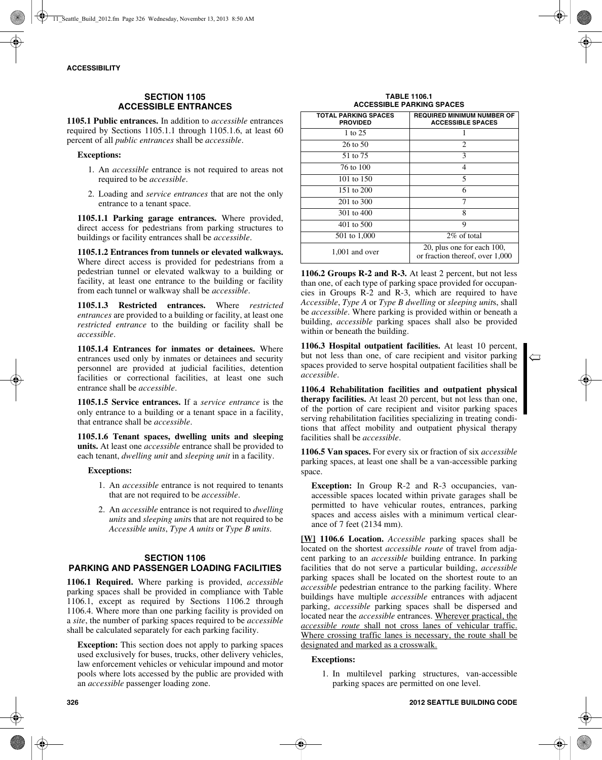## SECTION 1105 ACCESSIBLE ENTRANCES

**1105.1 Public entrances.** In addition to *accessible* entrances required by Sections 1105.1.1 through 1105.1.6, at least 60 percent of all *public entrances* shall be *accessible*.

**Exceptions:**

1. An *accessible* entrance is not required to areas not required to be *accessible*.
2. Loading and *service entrances* that are not the only entrance to a tenant space.

**1105.1.1 Parking garage entrances.** Where provided, direct access for pedestrians from parking structures to buildings or facility entrances shall be *accessible*.

**1105.1.2 Entrances from tunnels or elevated walkways.** Where direct access is provided for pedestrians from a pedestrian tunnel or elevated walkway to a building or facility, at least one entrance to the building or facility from each tunnel or walkway shall be *accessible*.

**1105.1.3 Restricted entrances.** Where *restricted entrances* are provided to a building or facility, at least one *restricted entrance* to the building or facility shall be *accessible*.

**1105.1.4 Entrances for inmates or detainees.** Where entrances used only by inmates or detainees and security personnel are provided at judicial facilities, detention facilities or correctional facilities, at least one such entrance shall be *accessible*.

**1105.1.5 Service entrances.** If a *service entrance* is the only entrance to a building or a tenant space in a facility, that entrance shall be *accessible*.

**1105.1.6 Tenant spaces, dwelling units and sleeping units.** At least one *accessible* entrance shall be provided to each tenant, *dwelling unit* and *sleeping unit* in a facility.

**Exceptions:**

1. An *accessible* entrance is not required to tenants that are not required to be *accessible*.
2. An *accessible* entrance is not required to *dwelling units* and *sleeping unit*s that are not required to be *Accessible units*, *Type A units* or *Type B units*.

## SECTION 1106 PARKING AND PASSENGER LOADING FACILITIES

**1106.1 Required.** Where parking is provided, *accessible* parking spaces shall be provided in compliance with Table 1106.1, except as required by Sections 1106.2 through 1106.4. Where more than one parking facility is provided on a *site*, the number of parking spaces required to be *accessible* shall be calculated separately for each parking facility.

**Exception:** This section does not apply to parking spaces used exclusively for buses, trucks, other delivery vehicles, law enforcement vehicles or vehicular impound and motor pools where lots accessed by the public are provided with an *accessible* passenger loading zone.

**TABLE 1106.1 ACCESSIBLE PARKING SPACES**

| TOTAL PARKING SPACES PROVIDED | REQUIRED MINIMUM NUMBER OF ACCESSIBLE SPACES |
|---|---|
| 1 to 25 | 1 |
| 26 to 50 | 2 |
| 51 to 75 | 3 |
| 76 to 100 | 4 |
| 101 to 150 | 5 |
| 151 to 200 | 6 |
| 201 to 300 | 7 |
| 301 to 400 | 8 |
| 401 to 500 | 9 |
| 501 to 1,000 | 2% of total |
| 1,001 and over | 20, plus one for each 100, or fraction thereof, over 1,000 |

**1106.2 Groups R-2 and R-3.** At least 2 percent, but not less than one, of each type of parking space provided for occupancies in Groups R-2 and R-3, which are required to have *Accessible*, *Type A* or *Type B dwelling* or *sleeping unit*s, shall be *accessible*. Where parking is provided within or beneath a building, *accessible* parking spaces shall also be provided within or beneath the building.

**1106.3 Hospital outpatient facilities.** At least 10 percent, but not less than one, of care recipient and visitor parking spaces provided to serve hospital outpatient facilities shall be *accessible*.

**1106.4 Rehabilitation facilities and outpatient physical therapy facilities.** At least 20 percent, but not less than one, of the portion of care recipient and visitor parking spaces serving rehabilitation facilities specializing in treating conditions that affect mobility and outpatient physical therapy facilities shall be *accessible*.

**1106.5 Van spaces.** For every six or fraction of six *accessible* parking spaces, at least one shall be a van-accessible parking space.

**Exception:** In Group R-2 and R-3 occupancies, van-accessible spaces located within private garages shall be permitted to have vehicular routes, entrances, parking spaces and access aisles with a minimum vertical clearance of 7 feet (2134 mm).

**[W] 1106.6 Location.** *Accessible* parking spaces shall be located on the shortest *accessible route* of travel from adjacent parking to an *accessible* building entrance. In parking facilities that do not serve a particular building, *accessible* parking spaces shall be located on the shortest route to an *accessible* pedestrian entrance to the parking facility. Where buildings have multiple *accessible* entrances with adjacent parking, *accessible* parking spaces shall be dispersed and located near the *accessible* entrances. Wherever practical, the *accessible route* shall not cross lanes of vehicular traffic. Where crossing traffic lanes is necessary, the route shall be designated and marked as a crosswalk.

**Exceptions:**

1. In multilevel parking structures, van-accessible parking spaces are permitted on one level.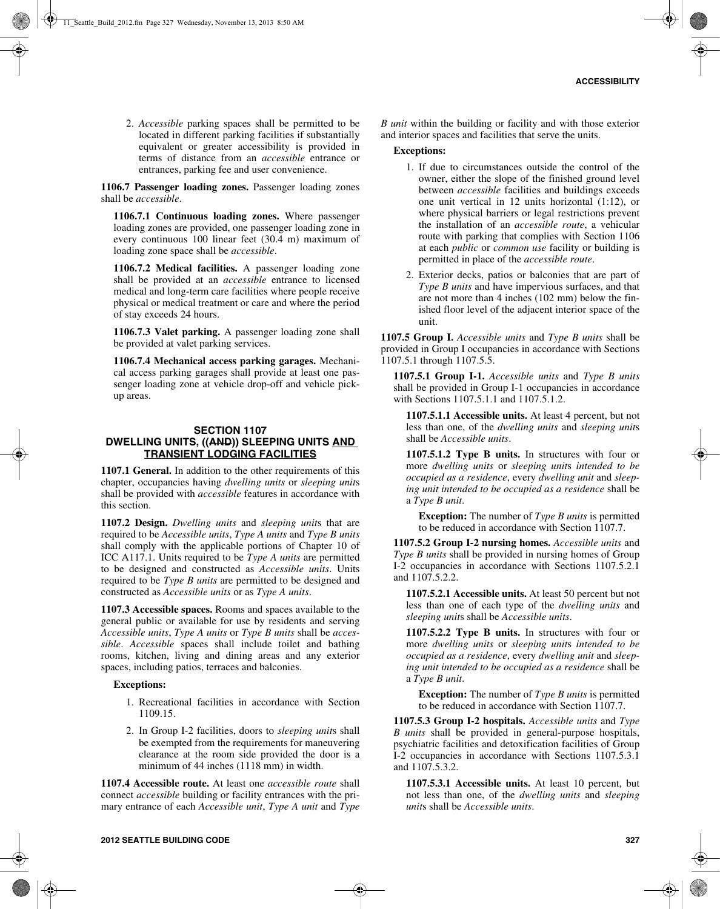2. *Accessible* parking spaces shall be permitted to be located in different parking facilities if substantially equivalent or greater accessibility is provided in terms of distance from an *accessible* entrance or entrances, parking fee and user convenience.

**1106.7 Passenger loading zones.** Passenger loading zones shall be *accessible*.

**1106.7.1 Continuous loading zones.** Where passenger loading zones are provided, one passenger loading zone in every continuous 100 linear feet (30.4 m) maximum of loading zone space shall be *accessible*.

**1106.7.2 Medical facilities.** A passenger loading zone shall be provided at an *accessible* entrance to licensed medical and long-term care facilities where people receive physical or medical treatment or care and where the period of stay exceeds 24 hours.

**1106.7.3 Valet parking.** A passenger loading zone shall be provided at valet parking services.

**1106.7.4 Mechanical access parking garages.** Mechanical access parking garages shall provide at least one passenger loading zone at vehicle drop-off and vehicle pick-up areas.

## SECTION 1107
## DWELLING UNITS, ((~~AND~~)) SLEEPING UNITS <u>AND TRANSIENT LODGING FACILITIES</u>

**1107.1 General.** In addition to the other requirements of this chapter, occupancies having *dwelling units* or *sleeping unit*s shall be provided with *accessible* features in accordance with this section.

**1107.2 Design.** *Dwelling units* and *sleeping unit*s that are required to be *Accessible units*, *Type A units* and *Type B units* shall comply with the applicable portions of Chapter 10 of ICC A117.1. Units required to be *Type A units* are permitted to be designed and constructed as *Accessible units*. Units required to be *Type B units* are permitted to be designed and constructed as *Accessible units* or as *Type A units*.

**1107.3 Accessible spaces.** Rooms and spaces available to the general public or available for use by residents and serving *Accessible units*, *Type A units* or *Type B units* shall be *accessible*. *Accessible* spaces shall include toilet and bathing rooms, kitchen, living and dining areas and any exterior spaces, including patios, terraces and balconies.

**Exceptions:**

1. Recreational facilities in accordance with Section 1109.15.
2. In Group I-2 facilities, doors to *sleeping unit*s shall be exempted from the requirements for maneuvering clearance at the room side provided the door is a minimum of 44 inches (1118 mm) in width.

**1107.4 Accessible route.** At least one *accessible route* shall connect *accessible* building or facility entrances with the primary entrance of each *Accessible unit*, *Type A unit* and *Type B unit* within the building or facility and with those exterior and interior spaces and facilities that serve the units.

**Exceptions:**

1. If due to circumstances outside the control of the owner, either the slope of the finished ground level between *accessible* facilities and buildings exceeds one unit vertical in 12 units horizontal (1:12), or where physical barriers or legal restrictions prevent the installation of an *accessible route*, a vehicular route with parking that complies with Section 1106 at each *public* or *common use* facility or building is permitted in place of the *accessible route*.
2. Exterior decks, patios or balconies that are part of *Type B units* and have impervious surfaces, and that are not more than 4 inches (102 mm) below the finished floor level of the adjacent interior space of the unit.

**1107.5 Group I.** *Accessible units* and *Type B units* shall be provided in Group I occupancies in accordance with Sections 1107.5.1 through 1107.5.5.

**1107.5.1 Group I-1.** *Accessible units* and *Type B units* shall be provided in Group I-1 occupancies in accordance with Sections 1107.5.1.1 and 1107.5.1.2.

**1107.5.1.1 Accessible units.** At least 4 percent, but not less than one, of the *dwelling units* and *sleeping unit*s shall be *Accessible units*.

**1107.5.1.2 Type B units.** In structures with four or more *dwelling units* or *sleeping unit*s *intended to be occupied as a residence*, every *dwelling unit* and *sleeping unit intended to be occupied as a residence* shall be a *Type B unit*.

**Exception:** The number of *Type B units* is permitted to be reduced in accordance with Section 1107.7.

**1107.5.2 Group I-2 nursing homes.** *Accessible units* and *Type B units* shall be provided in nursing homes of Group I-2 occupancies in accordance with Sections 1107.5.2.1 and 1107.5.2.2.

**1107.5.2.1 Accessible units.** At least 50 percent but not less than one of each type of the *dwelling units* and *sleeping unit*s shall be *Accessible units*.

**1107.5.2.2 Type B units.** In structures with four or more *dwelling units* or *sleeping unit*s *intended to be occupied as a residence*, every *dwelling unit* and *sleeping unit intended to be occupied as a residence* shall be a *Type B unit*.

**Exception:** The number of *Type B units* is permitted to be reduced in accordance with Section 1107.7.

**1107.5.3 Group I-2 hospitals.** *Accessible units* and *Type B units* shall be provided in general-purpose hospitals, psychiatric facilities and detoxification facilities of Group I-2 occupancies in accordance with Sections 1107.5.3.1 and 1107.5.3.2.

**1107.5.3.1 Accessible units.** At least 10 percent, but not less than one, of the *dwelling units* and *sleeping unit*s shall be *Accessible units*.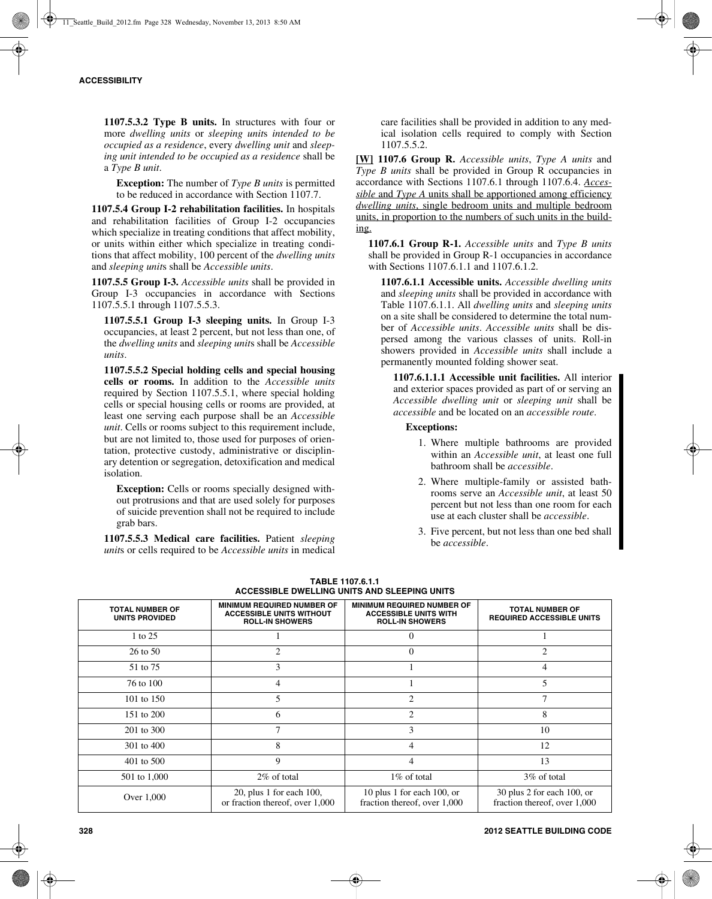**1107.5.3.2 Type B units.** In structures with four or more *dwelling units* or *sleeping units intended to be occupied as a residence*, every *dwelling unit* and *sleeping unit intended to be occupied as a residence* shall be a *Type B unit*.

**Exception:** The number of *Type B units* is permitted to be reduced in accordance with Section 1107.7.

**1107.5.4 Group I-2 rehabilitation facilities.** In hospitals and rehabilitation facilities of Group I-2 occupancies which specialize in treating conditions that affect mobility, or units within either which specialize in treating conditions that affect mobility, 100 percent of the *dwelling units* and *sleeping units* shall be *Accessible units*.

**1107.5.5 Group I-3.** *Accessible units* shall be provided in Group I-3 occupancies in accordance with Sections 1107.5.5.1 through 1107.5.5.3.

**1107.5.5.1 Group I-3 sleeping units.** In Group I-3 occupancies, at least 2 percent, but not less than one, of the *dwelling units* and *sleeping units* shall be *Accessible units*.

**1107.5.5.2 Special holding cells and special housing cells or rooms.** In addition to the *Accessible units* required by Section 1107.5.5.1, where special holding cells or special housing cells or rooms are provided, at least one serving each purpose shall be an *Accessible unit*. Cells or rooms subject to this requirement include, but are not limited to, those used for purposes of orientation, protective custody, administrative or disciplinary detention or segregation, detoxification and medical isolation.

**Exception:** Cells or rooms specially designed without protrusions and that are used solely for purposes of suicide prevention shall not be required to include grab bars.

**1107.5.5.3 Medical care facilities.** Patient *sleeping units* or cells required to be *Accessible units* in medical care facilities shall be provided in addition to any medical isolation cells required to comply with Section 1107.5.5.2.

**[W] 1107.6 Group R.** *Accessible units*, *Type A units* and *Type B units* shall be provided in Group R occupancies in accordance with Sections 1107.6.1 through 1107.6.4. *Accessible* and *Type A* units shall be apportioned among efficiency *dwelling units*, single bedroom units and multiple bedroom units, in proportion to the numbers of such units in the building.

**1107.6.1 Group R-1.** *Accessible units* and *Type B units* shall be provided in Group R-1 occupancies in accordance with Sections 1107.6.1.1 and 1107.6.1.2.

**1107.6.1.1 Accessible units.** *Accessible dwelling units* and *sleeping units* shall be provided in accordance with Table 1107.6.1.1. All *dwelling units* and *sleeping units* on a site shall be considered to determine the total number of *Accessible units*. *Accessible units* shall be dispersed among the various classes of units. Roll-in showers provided in *Accessible units* shall include a permanently mounted folding shower seat.

**1107.6.1.1.1 Accessible unit facilities.** All interior and exterior spaces provided as part of or serving an *Accessible dwelling unit* or *sleeping unit* shall be *accessible* and be located on an *accessible route*.

**Exceptions:**

1. Where multiple bathrooms are provided within an *Accessible unit*, at least one full bathroom shall be *accessible*.
2. Where multiple-family or assisted bathrooms serve an *Accessible unit*, at least 50 percent but not less than one room for each use at each cluster shall be *accessible*.
3. Five percent, but not less than one bed shall be *accessible*.

**TABLE 1107.6.1.1
ACCESSIBLE DWELLING UNITS AND SLEEPING UNITS**

| TOTAL NUMBER OF UNITS PROVIDED | MINIMUM REQUIRED NUMBER OF ACCESSIBLE UNITS WITHOUT ROLL-IN SHOWERS | MINIMUM REQUIRED NUMBER OF ACCESSIBLE UNITS WITH ROLL-IN SHOWERS | TOTAL NUMBER OF REQUIRED ACCESSIBLE UNITS |
|---|---|---|---|
| 1 to 25 | 1 | 0 | 1 |
| 26 to 50 | 2 | 0 | 2 |
| 51 to 75 | 3 | 1 | 4 |
| 76 to 100 | 4 | 1 | 5 |
| 101 to 150 | 5 | 2 | 7 |
| 151 to 200 | 6 | 2 | 8 |
| 201 to 300 | 7 | 3 | 10 |
| 301 to 400 | 8 | 4 | 12 |
| 401 to 500 | 9 | 4 | 13 |
| 501 to 1,000 | 2% of total | 1% of total | 3% of total |
| Over 1,000 | 20, plus 1 for each 100, or fraction thereof, over 1,000 | 10 plus 1 for each 100, or fraction thereof, over 1,000 | 30 plus 2 for each 100, or fraction thereof, over 1,000 |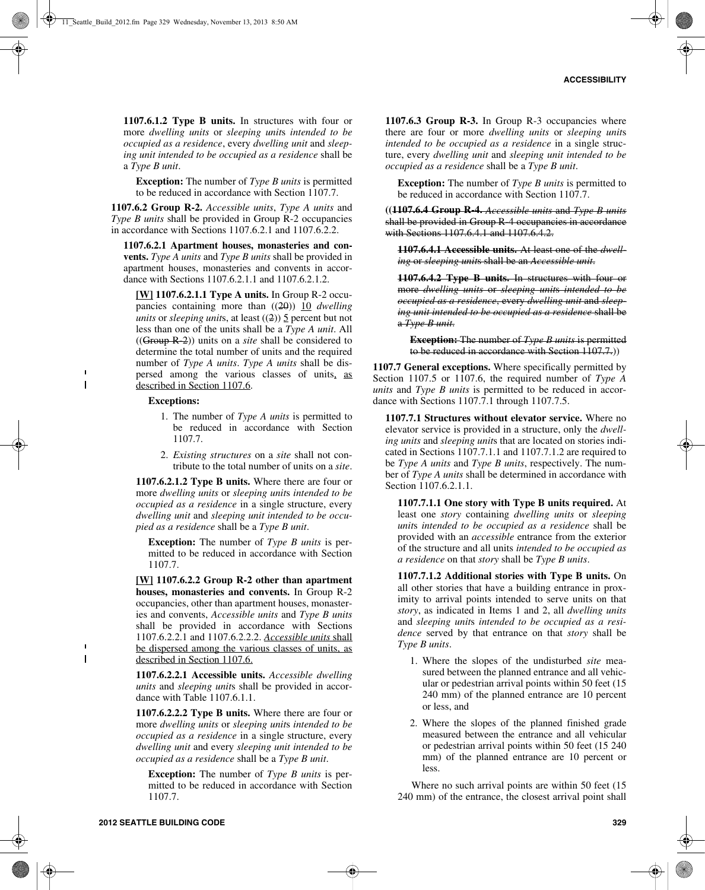**1107.6.1.2 Type B units.** In structures with four or more *dwelling units* or *sleeping units intended to be occupied as a residence*, every *dwelling unit* and *sleeping unit intended to be occupied as a residence* shall be a *Type B unit*.

**Exception:** The number of *Type B units* is permitted to be reduced in accordance with Section 1107.7.

**1107.6.2 Group R-2.** *Accessible units*, *Type A units* and *Type B units* shall be provided in Group R-2 occupancies in accordance with Sections 1107.6.2.1 and 1107.6.2.2.

**1107.6.2.1 Apartment houses, monasteries and convents.** *Type A units* and *Type B units* shall be provided in apartment houses, monasteries and convents in accordance with Sections 1107.6.2.1.1 and 1107.6.2.1.2.

**[W] 1107.6.2.1.1 Type A units.** In Group R-2 occupancies containing more than ((~~20~~)) 10 *dwelling units* or *sleeping units*, at least ((~~2~~)) 5 percent but not less than one of the units shall be a *Type A unit*. All ((~~Group R-2~~)) units on a *site* shall be considered to determine the total number of units and the required number of *Type A units*. *Type A units* shall be dispersed among the various classes of units, as described in Section 1107.6.

**Exceptions:**

1. The number of *Type A units* is permitted to be reduced in accordance with Section 1107.7.
2. *Existing structures* on a *site* shall not contribute to the total number of units on a *site*.

**1107.6.2.1.2 Type B units.** Where there are four or more *dwelling units* or *sleeping units intended to be occupied as a residence* in a single structure, every *dwelling unit* and *sleeping unit intended to be occupied as a residence* shall be a *Type B unit*.

**Exception:** The number of *Type B units* is permitted to be reduced in accordance with Section 1107.7.

**[W] 1107.6.2.2 Group R-2 other than apartment houses, monasteries and convents.** In Group R-2 occupancies, other than apartment houses, monasteries and convents, *Accessible units* and *Type B units* shall be provided in accordance with Sections 1107.6.2.2.1 and 1107.6.2.2.2. *Accessible units* shall be dispersed among the various classes of units, as described in Section 1107.6.

**1107.6.2.2.1 Accessible units.** *Accessible dwelling units* and *sleeping units* shall be provided in accordance with Table 1107.6.1.1.

**1107.6.2.2.2 Type B units.** Where there are four or more *dwelling units* or *sleeping units intended to be occupied as a residence* in a single structure, every *dwelling unit* and every *sleeping unit intended to be occupied as a residence* shall be a *Type B unit*.

**Exception:** The number of *Type B units* is permitted to be reduced in accordance with Section 1107.7.

**1107.6.3 Group R-3.** In Group R-3 occupancies where there are four or more *dwelling units* or *sleeping units intended to be occupied as a residence* in a single structure, every *dwelling unit* and *sleeping unit intended to be occupied as a residence* shall be a *Type B unit*.

**Exception:** The number of *Type B units* is permitted to be reduced in accordance with Section 1107.7.

((~~**1107.6.4 Group R-4.** *Accessible units* and *Type B units* shall be provided in Group R-4 occupancies in accordance with Sections 1107.6.4.1 and 1107.6.4.2.~~

~~**1107.6.4.1 Accessible units.** At least one of the *dwelling* or *sleeping units* shall be an *Accessible unit*.~~

~~**1107.6.4.2 Type B units.** In structures with four or more *dwelling units* or *sleeping units intended to be occupied as a residence*, every *dwelling unit* and *sleeping unit intended to be occupied as a residence* shall be a *Type B unit*.~~

~~**Exception:** The number of *Type B units* is permitted to be reduced in accordance with Section 1107.7.~~))

**1107.7 General exceptions.** Where specifically permitted by Section 1107.5 or 1107.6, the required number of *Type A units* and *Type B units* is permitted to be reduced in accordance with Sections 1107.7.1 through 1107.7.5.

**1107.7.1 Structures without elevator service.** Where no elevator service is provided in a structure, only the *dwelling units* and *sleeping units* that are located on stories indicated in Sections 1107.7.1.1 and 1107.7.1.2 are required to be *Type A units* and *Type B units*, respectively. The number of *Type A units* shall be determined in accordance with Section 1107.6.2.1.1.

**1107.7.1.1 One story with Type B units required.** At least one *story* containing *dwelling units* or *sleeping units intended to be occupied as a residence* shall be provided with an *accessible* entrance from the exterior of the structure and all units *intended to be occupied as a residence* on that *story* shall be *Type B units*.

**1107.7.1.2 Additional stories with Type B units.** On all other stories that have a building entrance in proximity to arrival points intended to serve units on that *story*, as indicated in Items 1 and 2, all *dwelling units* and *sleeping units intended to be occupied as a residence* served by that entrance on that *story* shall be *Type B units*.

1. Where the slopes of the undisturbed *site* measured between the planned entrance and all vehicular or pedestrian arrival points within 50 feet (15 240 mm) of the planned entrance are 10 percent or less, and
2. Where the slopes of the planned finished grade measured between the entrance and all vehicular or pedestrian arrival points within 50 feet (15 240 mm) of the planned entrance are 10 percent or less.

Where no such arrival points are within 50 feet (15 240 mm) of the entrance, the closest arrival point shall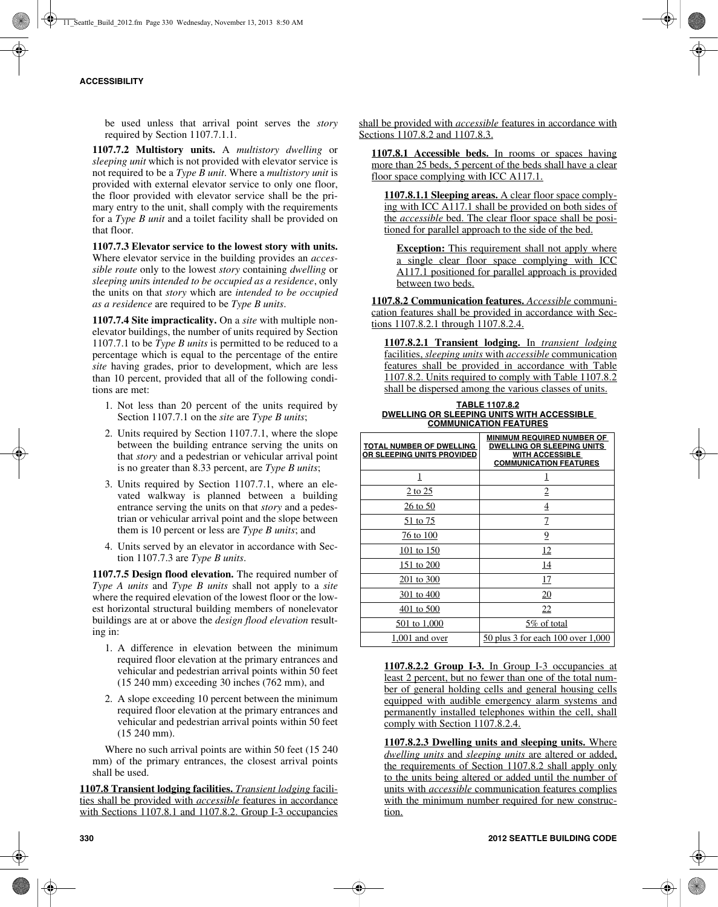be used unless that arrival point serves the *story* required by Section 1107.7.1.1.

**1107.7.2 Multistory units.** A *multistory dwelling* or *sleeping unit* which is not provided with elevator service is not required to be a *Type B unit*. Where a *multistory unit* is provided with external elevator service to only one floor, the floor provided with elevator service shall be the primary entry to the unit, shall comply with the requirements for a *Type B unit* and a toilet facility shall be provided on that floor.

**1107.7.3 Elevator service to the lowest story with units.** Where elevator service in the building provides an *accessible route* only to the lowest *story* containing *dwelling* or *sleeping unit*s *intended to be occupied as a residence*, only the units on that *story* which are *intended to be occupied as a residence* are required to be *Type B units*.

**1107.7.4 Site impracticality.** On a *site* with multiple nonelevator buildings, the number of units required by Section 1107.7.1 to be *Type B units* is permitted to be reduced to a percentage which is equal to the percentage of the entire *site* having grades, prior to development, which are less than 10 percent, provided that all of the following conditions are met:

1. Not less than 20 percent of the units required by Section 1107.7.1 on the *site* are *Type B units*;
2. Units required by Section 1107.7.1, where the slope between the building entrance serving the units on that *story* and a pedestrian or vehicular arrival point is no greater than 8.33 percent, are *Type B units*;
3. Units required by Section 1107.7.1, where an elevated walkway is planned between a building entrance serving the units on that *story* and a pedestrian or vehicular arrival point and the slope between them is 10 percent or less are *Type B units*; and
4. Units served by an elevator in accordance with Section 1107.7.3 are *Type B units*.

**1107.7.5 Design flood elevation.** The required number of *Type A units* and *Type B units* shall not apply to a *site* where the required elevation of the lowest floor or the lowest horizontal structural building members of nonelevator buildings are at or above the *design flood elevation* resulting in:

1. A difference in elevation between the minimum required floor elevation at the primary entrances and vehicular and pedestrian arrival points within 50 feet (15 240 mm) exceeding 30 inches (762 mm), and
2. A slope exceeding 10 percent between the minimum required floor elevation at the primary entrances and vehicular and pedestrian arrival points within 50 feet (15 240 mm).

Where no such arrival points are within 50 feet (15 240 mm) of the primary entrances, the closest arrival points shall be used.

**1107.8 Transient lodging facilities.** *Transient lodging* facilities shall be provided with *accessible* features in accordance with Sections 1107.8.1 and 1107.8.2. Group I-3 occupancies shall be provided with *accessible* features in accordance with Sections 1107.8.2 and 1107.8.3.

**1107.8.1 Accessible beds.** In rooms or spaces having more than 25 beds, 5 percent of the beds shall have a clear floor space complying with ICC A117.1.

**1107.8.1.1 Sleeping areas.** A clear floor space complying with ICC A117.1 shall be provided on both sides of the *accessible* bed. The clear floor space shall be positioned for parallel approach to the side of the bed.

**Exception:** This requirement shall not apply where a single clear floor space complying with ICC A117.1 positioned for parallel approach is provided between two beds.

**1107.8.2 Communication features.** *Accessible* communication features shall be provided in accordance with Sections 1107.8.2.1 through 1107.8.2.4.

**1107.8.2.1 Transient lodging.** In *transient lodging* facilities, *sleeping units* with *accessible* communication features shall be provided in accordance with Table 1107.8.2. Units required to comply with Table 1107.8.2 shall be dispersed among the various classes of units.

**TABLE 1107.8.2**
**DWELLING OR SLEEPING UNITS WITH ACCESSIBLE COMMUNICATION FEATURES**

| TOTAL NUMBER OF DWELLING OR SLEEPING UNITS PROVIDED | MINIMUM REQUIRED NUMBER OF DWELLING OR SLEEPING UNITS WITH ACCESSIBLE COMMUNICATION FEATURES |
|---|---|
| 1 | 1 |
| 2 to 25 | 2 |
| 26 to 50 | 4 |
| 51 to 75 | 7 |
| 76 to 100 | 9 |
| 101 to 150 | 12 |
| 151 to 200 | 14 |
| 201 to 300 | 17 |
| 301 to 400 | 20 |
| 401 to 500 | 22 |
| 501 to 1,000 | 5% of total |
| 1,001 and over | 50 plus 3 for each 100 over 1,000 |

**1107.8.2.2 Group I-3.** In Group I-3 occupancies at least 2 percent, but no fewer than one of the total number of general holding cells and general housing cells equipped with audible emergency alarm systems and permanently installed telephones within the cell, shall comply with Section 1107.8.2.4.

**1107.8.2.3 Dwelling units and sleeping units.** Where *dwelling units* and *sleeping units* are altered or added, the requirements of Section 1107.8.2 shall apply only to the units being altered or added until the number of units with *accessible* communication features complies with the minimum number required for new construction.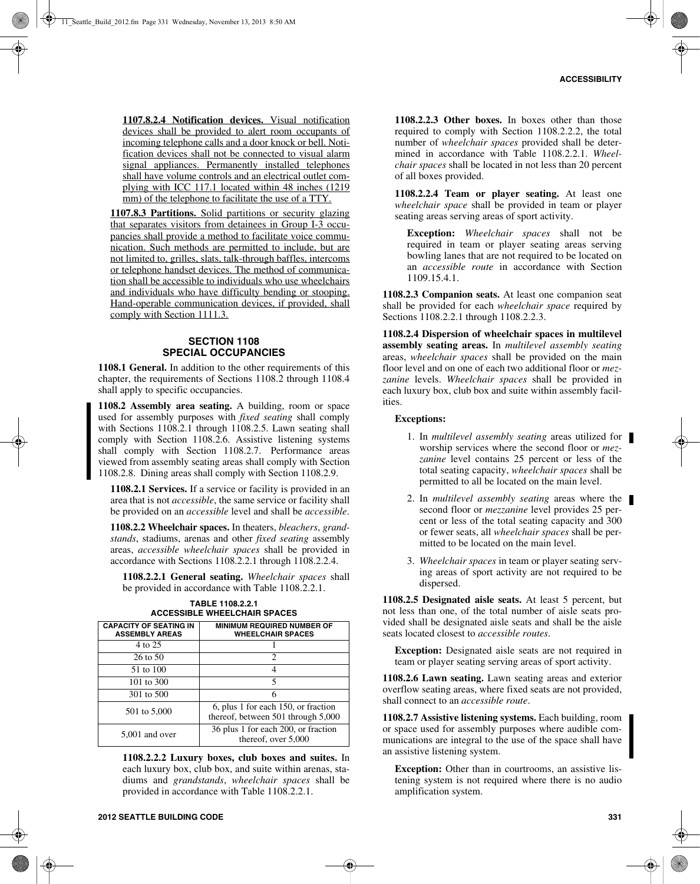**1107.8.2.4 Notification devices.** Visual notification devices shall be provided to alert room occupants of incoming telephone calls and a door knock or bell. Notification devices shall not be connected to visual alarm signal appliances. Permanently installed telephones shall have volume controls and an electrical outlet complying with ICC 117.1 located within 48 inches (1219 mm) of the telephone to facilitate the use of a TTY.

**1107.8.3 Partitions.** Solid partitions or security glazing that separates visitors from detainees in Group I-3 occupancies shall provide a method to facilitate voice communication. Such methods are permitted to include, but are not limited to, grilles, slats, talk-through baffles, intercoms or telephone handset devices. The method of communication shall be accessible to individuals who use wheelchairs and individuals who have difficulty bending or stooping. Hand-operable communication devices, if provided, shall comply with Section 1111.3.

## SECTION 1108 SPECIAL OCCUPANCIES

**1108.1 General.** In addition to the other requirements of this chapter, the requirements of Sections 1108.2 through 1108.4 shall apply to specific occupancies.

**1108.2 Assembly area seating.** A building, room or space used for assembly purposes with *fixed seating* shall comply with Sections 1108.2.1 through 1108.2.5. Lawn seating shall comply with Section 1108.2.6. Assistive listening systems shall comply with Section 1108.2.7. Performance areas viewed from assembly seating areas shall comply with Section 1108.2.8. Dining areas shall comply with Section 1108.2.9.

**1108.2.1 Services.** If a service or facility is provided in an area that is not *accessible*, the same service or facility shall be provided on an *accessible* level and shall be *accessible*.

**1108.2.2 Wheelchair spaces.** In theaters, *bleachers*, *grandstands*, stadiums, arenas and other *fixed seating* assembly areas, *accessible wheelchair spaces* shall be provided in accordance with Sections 1108.2.2.1 through 1108.2.2.4.

**1108.2.2.1 General seating.** *Wheelchair spaces* shall be provided in accordance with Table 1108.2.2.1.

**TABLE 1108.2.2.1 ACCESSIBLE WHEELCHAIR SPACES**

| CAPACITY OF SEATING IN ASSEMBLY AREAS | MINIMUM REQUIRED NUMBER OF WHEELCHAIR SPACES |
|---|---|
| 4 to 25 | 1 |
| 26 to 50 | 2 |
| 51 to 100 | 4 |
| 101 to 300 | 5 |
| 301 to 500 | 6 |
| 501 to 5,000 | 6, plus 1 for each 150, or fraction thereof, between 501 through 5,000 |
| 5,001 and over | 36 plus 1 for each 200, or fraction thereof, over 5,000 |

**1108.2.2.2 Luxury boxes, club boxes and suites.** In each luxury box, club box, and suite within arenas, stadiums and *grandstands*, *wheelchair spaces* shall be provided in accordance with Table 1108.2.2.1.

**1108.2.2.3 Other boxes.** In boxes other than those required to comply with Section 1108.2.2.2, the total number of *wheelchair spaces* provided shall be determined in accordance with Table 1108.2.2.1. *Wheelchair spaces* shall be located in not less than 20 percent of all boxes provided.

**1108.2.2.4 Team or player seating.** At least one *wheelchair space* shall be provided in team or player seating areas serving areas of sport activity.

**Exception:** *Wheelchair spaces* shall not be required in team or player seating areas serving bowling lanes that are not required to be located on an *accessible route* in accordance with Section 1109.15.4.1.

**1108.2.3 Companion seats.** At least one companion seat shall be provided for each *wheelchair space* required by Sections 1108.2.2.1 through 1108.2.2.3.

**1108.2.4 Dispersion of wheelchair spaces in multilevel assembly seating areas.** In *multilevel assembly seating* areas, *wheelchair spaces* shall be provided on the main floor level and on one of each two additional floor or *mezzanine* levels. *Wheelchair spaces* shall be provided in each luxury box, club box and suite within assembly facilities.

**Exceptions:**

1. In *multilevel assembly seating* areas utilized for worship services where the second floor or *mezzanine* level contains 25 percent or less of the total seating capacity, *wheelchair spaces* shall be permitted to all be located on the main level.
2. In *multilevel assembly seating* areas where the second floor or *mezzanine* level provides 25 percent or less of the total seating capacity and 300 or fewer seats, all *wheelchair spaces* shall be permitted to be located on the main level.
3. *Wheelchair spaces* in team or player seating serving areas of sport activity are not required to be dispersed.

**1108.2.5 Designated aisle seats.** At least 5 percent, but not less than one, of the total number of aisle seats provided shall be designated aisle seats and shall be the aisle seats located closest to *accessible routes*.

**Exception:** Designated aisle seats are not required in team or player seating serving areas of sport activity.

**1108.2.6 Lawn seating.** Lawn seating areas and exterior overflow seating areas, where fixed seats are not provided, shall connect to an *accessible route*.

**1108.2.7 Assistive listening systems.** Each building, room or space used for assembly purposes where audible communications are integral to the use of the space shall have an assistive listening system.

**Exception:** Other than in courtrooms, an assistive listening system is not required where there is no audio amplification system.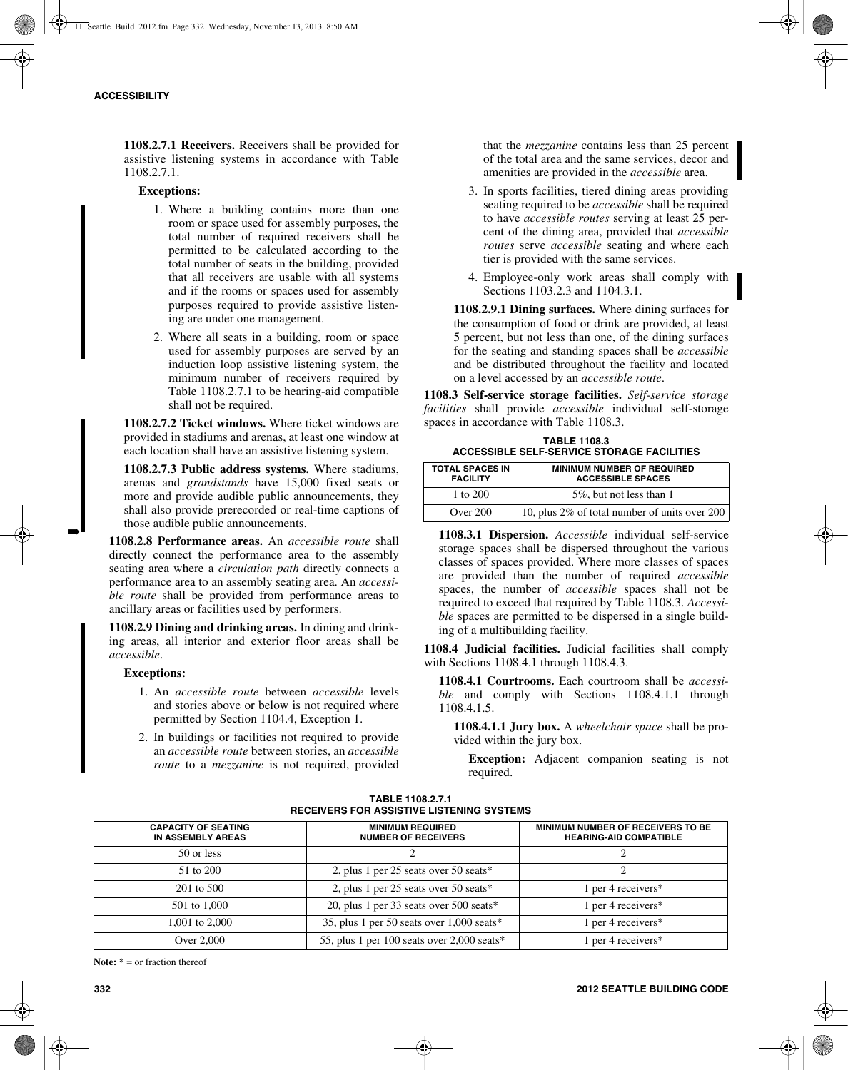**1108.2.7.1 Receivers.** Receivers shall be provided for assistive listening systems in accordance with Table 1108.2.7.1.

**Exceptions:**

1. Where a building contains more than one room or space used for assembly purposes, the total number of required receivers shall be permitted to be calculated according to the total number of seats in the building, provided that all receivers are usable with all systems and if the rooms or spaces used for assembly purposes required to provide assistive listening are under one management.
2. Where all seats in a building, room or space used for assembly purposes are served by an induction loop assistive listening system, the minimum number of receivers required by Table 1108.2.7.1 to be hearing-aid compatible shall not be required.

**1108.2.7.2 Ticket windows.** Where ticket windows are provided in stadiums and arenas, at least one window at each location shall have an assistive listening system.

**1108.2.7.3 Public address systems.** Where stadiums, arenas and *grandstands* have 15,000 fixed seats or more and provide audible public announcements, they shall also provide prerecorded or real-time captions of those audible public announcements.

**1108.2.8 Performance areas.** An *accessible route* shall directly connect the performance area to the assembly seating area where a *circulation path* directly connects a performance area to an assembly seating area. An *accessible route* shall be provided from performance areas to ancillary areas or facilities used by performers.

**1108.2.9 Dining and drinking areas.** In dining and drinking areas, all interior and exterior floor areas shall be *accessible*.

**Exceptions:**

1. An *accessible route* between *accessible* levels and stories above or below is not required where permitted by Section 1104.4, Exception 1.
2. In buildings or facilities not required to provide an *accessible route* between stories, an *accessible route* to a *mezzanine* is not required, provided that the *mezzanine* contains less than 25 percent of the total area and the same services, decor and amenities are provided in the *accessible* area.
3. In sports facilities, tiered dining areas providing seating required to be *accessible* shall be required to have *accessible routes* serving at least 25 percent of the dining area, provided that *accessible routes* serve *accessible* seating and where each tier is provided with the same services.
4. Employee-only work areas shall comply with Sections 1103.2.3 and 1104.3.1.

**1108.2.9.1 Dining surfaces.** Where dining surfaces for the consumption of food or drink are provided, at least 5 percent, but not less than one, of the dining surfaces for the seating and standing spaces shall be *accessible* and be distributed throughout the facility and located on a level accessed by an *accessible route*.

**1108.3 Self-service storage facilities.** *Self-service storage facilities* shall provide *accessible* individual self-storage spaces in accordance with Table 1108.3.

**TABLE 1108.3**
**ACCESSIBLE SELF-SERVICE STORAGE FACILITIES**

| TOTAL SPACES IN FACILITY | MINIMUM NUMBER OF REQUIRED ACCESSIBLE SPACES |
|---|---|
| 1 to 200 | 5%, but not less than 1 |
| Over 200 | 10, plus 2% of total number of units over 200 |

**1108.3.1 Dispersion.** *Accessible* individual self-service storage spaces shall be dispersed throughout the various classes of spaces provided. Where more classes of spaces are provided than the number of required *accessible* spaces, the number of *accessible* spaces shall not be required to exceed that required by Table 1108.3. *Accessible* spaces are permitted to be dispersed in a single building of a multibuilding facility.

**1108.4 Judicial facilities.** Judicial facilities shall comply with Sections 1108.4.1 through 1108.4.3.

**1108.4.1 Courtrooms.** Each courtroom shall be *accessible* and comply with Sections 1108.4.1.1 through 1108.4.1.5.

**1108.4.1.1 Jury box.** A *wheelchair space* shall be provided within the jury box.

**Exception:** Adjacent companion seating is not required.

**TABLE 1108.2.7.1**
**RECEIVERS FOR ASSISTIVE LISTENING SYSTEMS**

| CAPACITY OF SEATING IN ASSEMBLY AREAS | MINIMUM REQUIRED NUMBER OF RECEIVERS | MINIMUM NUMBER OF RECEIVERS TO BE HEARING-AID COMPATIBLE |
|---|---|---|
| 50 or less | 2 | 2 |
| 51 to 200 | 2, plus 1 per 25 seats over 50 seats* | 2 |
| 201 to 500 | 2, plus 1 per 25 seats over 50 seats* | 1 per 4 receivers* |
| 501 to 1,000 | 20, plus 1 per 33 seats over 500 seats* | 1 per 4 receivers* |
| 1,001 to 2,000 | 35, plus 1 per 50 seats over 1,000 seats* | 1 per 4 receivers* |
| Over 2,000 | 55, plus 1 per 100 seats over 2,000 seats* | 1 per 4 receivers* |

**Note:** * = or fraction thereof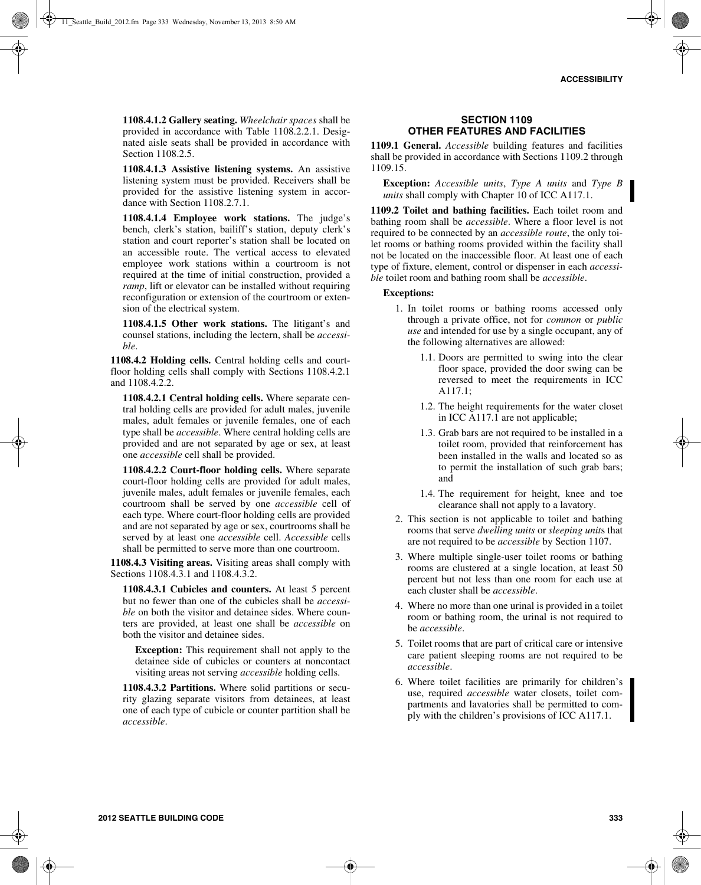**1108.4.1.2 Gallery seating.** *Wheelchair spaces* shall be provided in accordance with Table 1108.2.2.1. Designated aisle seats shall be provided in accordance with Section 1108.2.5.

**1108.4.1.3 Assistive listening systems.** An assistive listening system must be provided. Receivers shall be provided for the assistive listening system in accordance with Section 1108.2.7.1.

**1108.4.1.4 Employee work stations.** The judge's bench, clerk's station, bailiff's station, deputy clerk's station and court reporter's station shall be located on an accessible route. The vertical access to elevated employee work stations within a courtroom is not required at the time of initial construction, provided a *ramp*, lift or elevator can be installed without requiring reconfiguration or extension of the courtroom or extension of the electrical system.

**1108.4.1.5 Other work stations.** The litigant's and counsel stations, including the lectern, shall be *accessible*.

**1108.4.2 Holding cells.** Central holding cells and court-floor holding cells shall comply with Sections 1108.4.2.1 and 1108.4.2.2.

**1108.4.2.1 Central holding cells.** Where separate central holding cells are provided for adult males, juvenile males, adult females or juvenile females, one of each type shall be *accessible*. Where central holding cells are provided and are not separated by age or sex, at least one *accessible* cell shall be provided.

**1108.4.2.2 Court-floor holding cells.** Where separate court-floor holding cells are provided for adult males, juvenile males, adult females or juvenile females, each courtroom shall be served by one *accessible* cell of each type. Where court-floor holding cells are provided and are not separated by age or sex, courtrooms shall be served by at least one *accessible* cell. *Accessible* cells shall be permitted to serve more than one courtroom.

**1108.4.3 Visiting areas.** Visiting areas shall comply with Sections 1108.4.3.1 and 1108.4.3.2.

**1108.4.3.1 Cubicles and counters.** At least 5 percent but no fewer than one of the cubicles shall be *accessible* on both the visitor and detainee sides. Where counters are provided, at least one shall be *accessible* on both the visitor and detainee sides.

**Exception:** This requirement shall not apply to the detainee side of cubicles or counters at noncontact visiting areas not serving *accessible* holding cells.

**1108.4.3.2 Partitions.** Where solid partitions or security glazing separate visitors from detainees, at least one of each type of cubicle or counter partition shall be *accessible*.

## SECTION 1109
## OTHER FEATURES AND FACILITIES

**1109.1 General.** *Accessible* building features and facilities shall be provided in accordance with Sections 1109.2 through 1109.15.

**Exception:** *Accessible units*, *Type A units* and *Type B units* shall comply with Chapter 10 of ICC A117.1.

**1109.2 Toilet and bathing facilities.** Each toilet room and bathing room shall be *accessible*. Where a floor level is not required to be connected by an *accessible route*, the only toilet rooms or bathing rooms provided within the facility shall not be located on the inaccessible floor. At least one of each type of fixture, element, control or dispenser in each *accessible* toilet room and bathing room shall be *accessible*.

**Exceptions:**

1. In toilet rooms or bathing rooms accessed only through a private office, not for *common* or *public use* and intended for use by a single occupant, any of the following alternatives are allowed:
   - 1.1. Doors are permitted to swing into the clear floor space, provided the door swing can be reversed to meet the requirements in ICC A117.1;
   - 1.2. The height requirements for the water closet in ICC A117.1 are not applicable;
   - 1.3. Grab bars are not required to be installed in a toilet room, provided that reinforcement has been installed in the walls and located so as to permit the installation of such grab bars; and
   - 1.4. The requirement for height, knee and toe clearance shall not apply to a lavatory.
2. This section is not applicable to toilet and bathing rooms that serve *dwelling units* or *sleeping units* that are not required to be *accessible* by Section 1107.
3. Where multiple single-user toilet rooms or bathing rooms are clustered at a single location, at least 50 percent but not less than one room for each use at each cluster shall be *accessible*.
4. Where no more than one urinal is provided in a toilet room or bathing room, the urinal is not required to be *accessible*.
5. Toilet rooms that are part of critical care or intensive care patient sleeping rooms are not required to be *accessible*.
6. Where toilet facilities are primarily for children's use, required *accessible* water closets, toilet compartments and lavatories shall be permitted to comply with the children's provisions of ICC A117.1.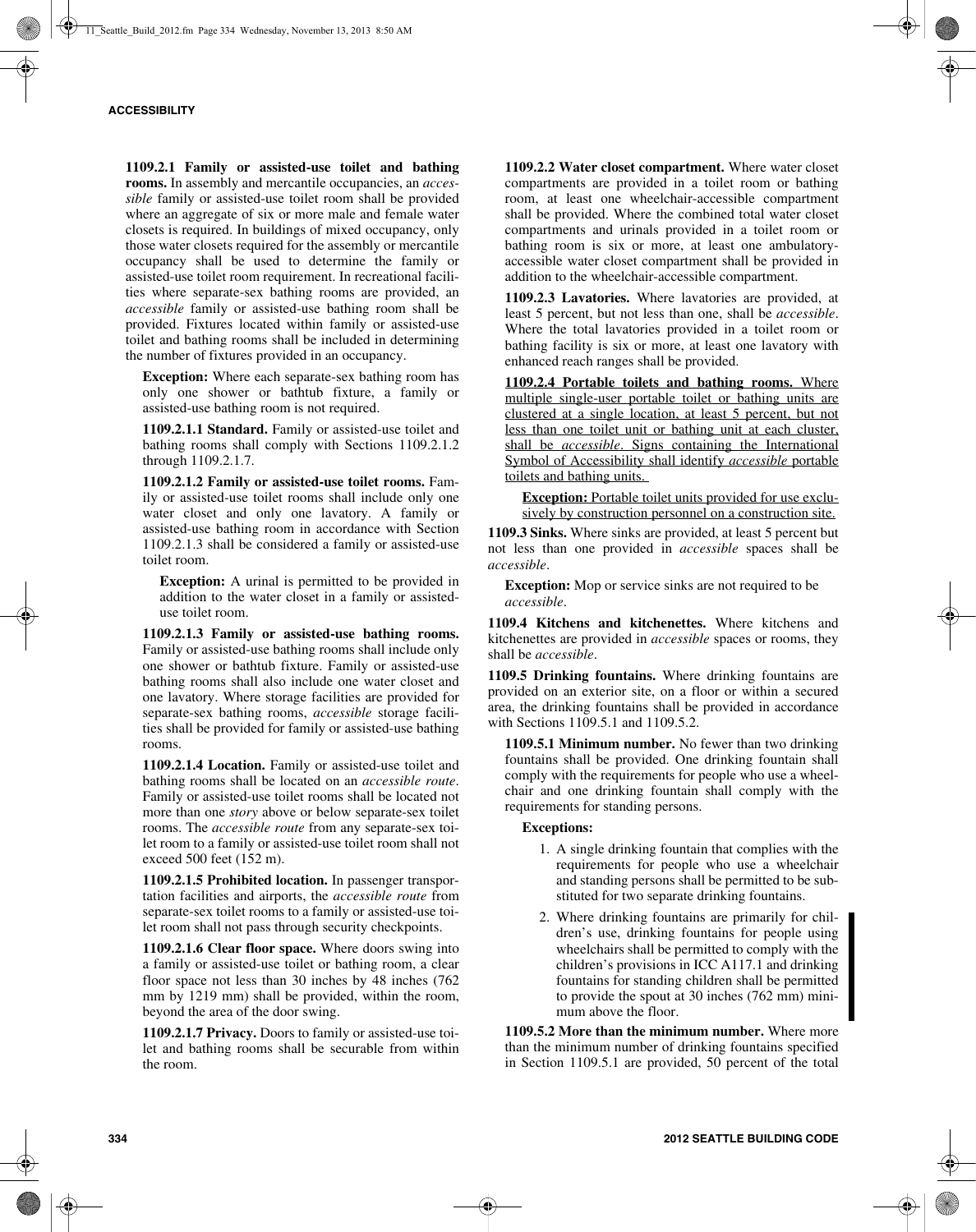**1109.2.1 Family or assisted-use toilet and bathing rooms.** In assembly and mercantile occupancies, an *accessible* family or assisted-use toilet room shall be provided where an aggregate of six or more male and female water closets is required. In buildings of mixed occupancy, only those water closets required for the assembly or mercantile occupancy shall be used to determine the family or assisted-use toilet room requirement. In recreational facilities where separate-sex bathing rooms are provided, an *accessible* family or assisted-use bathing room shall be provided. Fixtures located within family or assisted-use toilet and bathing rooms shall be included in determining the number of fixtures provided in an occupancy.

**Exception:** Where each separate-sex bathing room has only one shower or bathtub fixture, a family or assisted-use bathing room is not required.

**1109.2.1.1 Standard.** Family or assisted-use toilet and bathing rooms shall comply with Sections 1109.2.1.2 through 1109.2.1.7.

**1109.2.1.2 Family or assisted-use toilet rooms.** Family or assisted-use toilet rooms shall include only one water closet and only one lavatory. A family or assisted-use bathing room in accordance with Section 1109.2.1.3 shall be considered a family or assisted-use toilet room.

**Exception:** A urinal is permitted to be provided in addition to the water closet in a family or assisted-use toilet room.

**1109.2.1.3 Family or assisted-use bathing rooms.** Family or assisted-use bathing rooms shall include only one shower or bathtub fixture. Family or assisted-use bathing rooms shall also include one water closet and one lavatory. Where storage facilities are provided for separate-sex bathing rooms, *accessible* storage facilities shall be provided for family or assisted-use bathing rooms.

**1109.2.1.4 Location.** Family or assisted-use toilet and bathing rooms shall be located on an *accessible route*. Family or assisted-use toilet rooms shall be located not more than one *story* above or below separate-sex toilet rooms. The *accessible route* from any separate-sex toilet room to a family or assisted-use toilet room shall not exceed 500 feet (152 m).

**1109.2.1.5 Prohibited location.** In passenger transportation facilities and airports, the *accessible route* from separate-sex toilet rooms to a family or assisted-use toilet room shall not pass through security checkpoints.

**1109.2.1.6 Clear floor space.** Where doors swing into a family or assisted-use toilet or bathing room, a clear floor space not less than 30 inches by 48 inches (762 mm by 1219 mm) shall be provided, within the room, beyond the area of the door swing.

**1109.2.1.7 Privacy.** Doors to family or assisted-use toilet and bathing rooms shall be securable from within the room.

**1109.2.2 Water closet compartment.** Where water closet compartments are provided in a toilet room or bathing room, at least one wheelchair-accessible compartment shall be provided. Where the combined total water closet compartments and urinals provided in a toilet room or bathing room is six or more, at least one ambulatory-accessible water closet compartment shall be provided in addition to the wheelchair-accessible compartment.

**1109.2.3 Lavatories.** Where lavatories are provided, at least 5 percent, but not less than one, shall be *accessible*. Where the total lavatories provided in a toilet room or bathing facility is six or more, at least one lavatory with enhanced reach ranges shall be provided.

**1109.2.4 Portable toilets and bathing rooms.** Where multiple single-user portable toilet or bathing units are clustered at a single location, at least 5 percent, but not less than one toilet unit or bathing unit at each cluster, shall be *accessible*. Signs containing the International Symbol of Accessibility shall identify *accessible* portable toilets and bathing units.

**Exception:** Portable toilet units provided for use exclusively by construction personnel on a construction site.

**1109.3 Sinks.** Where sinks are provided, at least 5 percent but not less than one provided in *accessible* spaces shall be *accessible*.

**Exception:** Mop or service sinks are not required to be *accessible*.

**1109.4 Kitchens and kitchenettes.** Where kitchens and kitchenettes are provided in *accessible* spaces or rooms, they shall be *accessible*.

**1109.5 Drinking fountains.** Where drinking fountains are provided on an exterior site, on a floor or within a secured area, the drinking fountains shall be provided in accordance with Sections 1109.5.1 and 1109.5.2.

**1109.5.1 Minimum number.** No fewer than two drinking fountains shall be provided. One drinking fountain shall comply with the requirements for people who use a wheelchair and one drinking fountain shall comply with the requirements for standing persons.

**Exceptions:**

1. A single drinking fountain that complies with the requirements for people who use a wheelchair and standing persons shall be permitted to be substituted for two separate drinking fountains.
2. Where drinking fountains are primarily for children's use, drinking fountains for people using wheelchairs shall be permitted to comply with the children's provisions in ICC A117.1 and drinking fountains for standing children shall be permitted to provide the spout at 30 inches (762 mm) minimum above the floor.

**1109.5.2 More than the minimum number.** Where more than the minimum number of drinking fountains specified in Section 1109.5.1 are provided, 50 percent of the total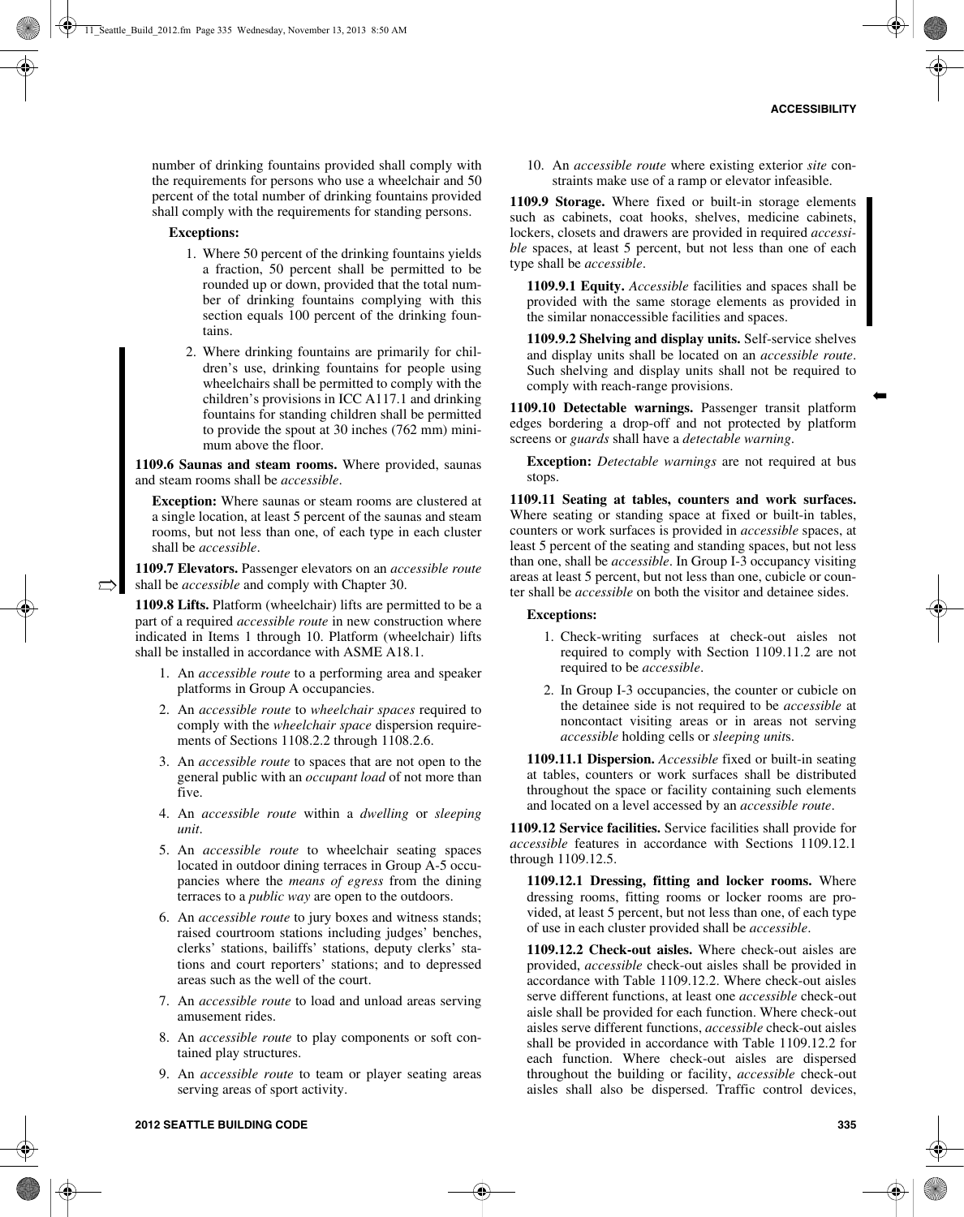number of drinking fountains provided shall comply with the requirements for persons who use a wheelchair and 50 percent of the total number of drinking fountains provided shall comply with the requirements for standing persons.

**Exceptions:**

1. Where 50 percent of the drinking fountains yields a fraction, 50 percent shall be permitted to be rounded up or down, provided that the total number of drinking fountains complying with this section equals 100 percent of the drinking fountains.
2. Where drinking fountains are primarily for children's use, drinking fountains for people using wheelchairs shall be permitted to comply with the children's provisions in ICC A117.1 and drinking fountains for standing children shall be permitted to provide the spout at 30 inches (762 mm) minimum above the floor.

**1109.6 Saunas and steam rooms.** Where provided, saunas and steam rooms shall be *accessible*.

**Exception:** Where saunas or steam rooms are clustered at a single location, at least 5 percent of the saunas and steam rooms, but not less than one, of each type in each cluster shall be *accessible*.

**1109.7 Elevators.** Passenger elevators on an *accessible route* shall be *accessible* and comply with Chapter 30.

**1109.8 Lifts.** Platform (wheelchair) lifts are permitted to be a part of a required *accessible route* in new construction where indicated in Items 1 through 10. Platform (wheelchair) lifts shall be installed in accordance with ASME A18.1.

1. An *accessible route* to a performing area and speaker platforms in Group A occupancies.
2. An *accessible route* to *wheelchair spaces* required to comply with the *wheelchair space* dispersion requirements of Sections 1108.2.2 through 1108.2.6.
3. An *accessible route* to spaces that are not open to the general public with an *occupant load* of not more than five.
4. An *accessible route* within a *dwelling* or *sleeping unit*.
5. An *accessible route* to wheelchair seating spaces located in outdoor dining terraces in Group A-5 occupancies where the *means of egress* from the dining terraces to a *public way* are open to the outdoors.
6. An *accessible route* to jury boxes and witness stands; raised courtroom stations including judges' benches, clerks' stations, bailiffs' stations, deputy clerks' stations and court reporters' stations; and to depressed areas such as the well of the court.
7. An *accessible route* to load and unload areas serving amusement rides.
8. An *accessible route* to play components or soft contained play structures.
9. An *accessible route* to team or player seating areas serving areas of sport activity.
10. An *accessible route* where existing exterior *site* constraints make use of a ramp or elevator infeasible.

**1109.9 Storage.** Where fixed or built-in storage elements such as cabinets, coat hooks, shelves, medicine cabinets, lockers, closets and drawers are provided in required *accessible* spaces, at least 5 percent, but not less than one of each type shall be *accessible*.

**1109.9.1 Equity.** *Accessible* facilities and spaces shall be provided with the same storage elements as provided in the similar nonaccessible facilities and spaces.

**1109.9.2 Shelving and display units.** Self-service shelves and display units shall be located on an *accessible route*. Such shelving and display units shall not be required to comply with reach-range provisions.

**1109.10 Detectable warnings.** Passenger transit platform edges bordering a drop-off and not protected by platform screens or *guards* shall have a *detectable warning*.

**Exception:** *Detectable warnings* are not required at bus stops.

**1109.11 Seating at tables, counters and work surfaces.** Where seating or standing space at fixed or built-in tables, counters or work surfaces is provided in *accessible* spaces, at least 5 percent of the seating and standing spaces, but not less than one, shall be *accessible*. In Group I-3 occupancy visiting areas at least 5 percent, but not less than one, cubicle or counter shall be *accessible* on both the visitor and detainee sides.

**Exceptions:**

1. Check-writing surfaces at check-out aisles not required to comply with Section 1109.11.2 are not required to be *accessible*.
2. In Group I-3 occupancies, the counter or cubicle on the detainee side is not required to be *accessible* at noncontact visiting areas or in areas not serving *accessible* holding cells or *sleeping unit*s.

**1109.11.1 Dispersion.** *Accessible* fixed or built-in seating at tables, counters or work surfaces shall be distributed throughout the space or facility containing such elements and located on a level accessed by an *accessible route*.

**1109.12 Service facilities.** Service facilities shall provide for *accessible* features in accordance with Sections 1109.12.1 through 1109.12.5.

**1109.12.1 Dressing, fitting and locker rooms.** Where dressing rooms, fitting rooms or locker rooms are provided, at least 5 percent, but not less than one, of each type of use in each cluster provided shall be *accessible*.

**1109.12.2 Check-out aisles.** Where check-out aisles are provided, *accessible* check-out aisles shall be provided in accordance with Table 1109.12.2. Where check-out aisles serve different functions, at least one *accessible* check-out aisle shall be provided for each function. Where check-out aisles serve different functions, *accessible* check-out aisles shall be provided in accordance with Table 1109.12.2 for each function. Where check-out aisles are dispersed throughout the building or facility, *accessible* check-out aisles shall also be dispersed. Traffic control devices,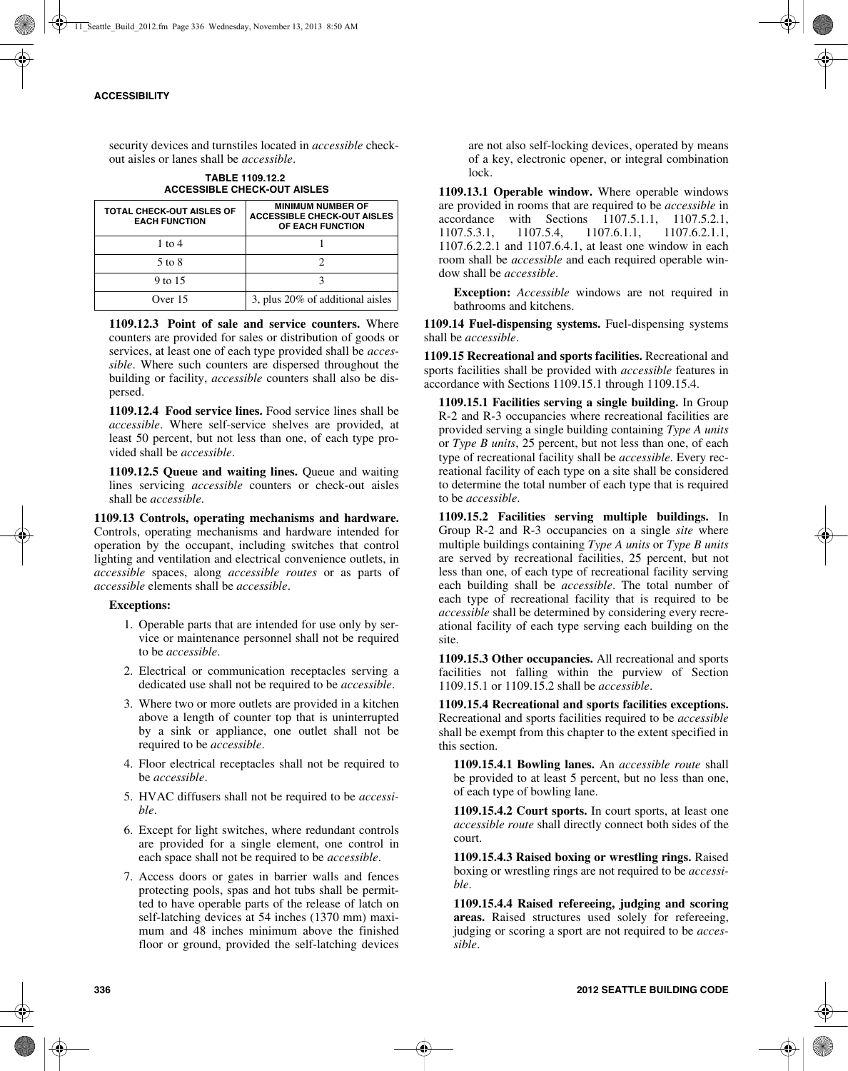security devices and turnstiles located in *accessible* check-out aisles or lanes shall be *accessible*.

**TABLE 1109.12.2**
**ACCESSIBLE CHECK-OUT AISLES**

| TOTAL CHECK-OUT AISLES OF EACH FUNCTION | MINIMUM NUMBER OF ACCESSIBLE CHECK-OUT AISLES OF EACH FUNCTION |
|---|---|
| 1 to 4 | 1 |
| 5 to 8 | 2 |
| 9 to 15 | 3 |
| Over 15 | 3, plus 20% of additional aisles |

**1109.12.3 Point of sale and service counters.** Where counters are provided for sales or distribution of goods or services, at least one of each type provided shall be *accessible*. Where such counters are dispersed throughout the building or facility, *accessible* counters shall also be dispersed.

**1109.12.4 Food service lines.** Food service lines shall be *accessible*. Where self-service shelves are provided, at least 50 percent, but not less than one, of each type provided shall be *accessible*.

**1109.12.5 Queue and waiting lines.** Queue and waiting lines servicing *accessible* counters or check-out aisles shall be *accessible*.

**1109.13 Controls, operating mechanisms and hardware.** Controls, operating mechanisms and hardware intended for operation by the occupant, including switches that control lighting and ventilation and electrical convenience outlets, in *accessible* spaces, along *accessible routes* or as parts of *accessible* elements shall be *accessible*.

**Exceptions:**

1. Operable parts that are intended for use only by service or maintenance personnel shall not be required to be *accessible*.
2. Electrical or communication receptacles serving a dedicated use shall not be required to be *accessible*.
3. Where two or more outlets are provided in a kitchen above a length of counter top that is uninterrupted by a sink or appliance, one outlet shall not be required to be *accessible*.
4. Floor electrical receptacles shall not be required to be *accessible*.
5. HVAC diffusers shall not be required to be *accessible*.
6. Except for light switches, where redundant controls are provided for a single element, one control in each space shall not be required to be *accessible*.
7. Access doors or gates in barrier walls and fences protecting pools, spas and hot tubs shall be permitted to have operable parts of the release of latch on self-latching devices at 54 inches (1370 mm) maximum and 48 inches minimum above the finished floor or ground, provided the self-latching devices are not also self-locking devices, operated by means of a key, electronic opener, or integral combination lock.

**1109.13.1 Operable window.** Where operable windows are provided in rooms that are required to be *accessible* in accordance with Sections 1107.5.1.1, 1107.5.2.1, 1107.5.3.1, 1107.5.4, 1107.6.1.1, 1107.6.2.1.1, 1107.6.2.2.1 and 1107.6.4.1, at least one window in each room shall be *accessible* and each required operable window shall be *accessible*.

**Exception:** *Accessible* windows are not required in bathrooms and kitchens.

**1109.14 Fuel-dispensing systems.** Fuel-dispensing systems shall be *accessible*.

**1109.15 Recreational and sports facilities.** Recreational and sports facilities shall be provided with *accessible* features in accordance with Sections 1109.15.1 through 1109.15.4.

**1109.15.1 Facilities serving a single building.** In Group R-2 and R-3 occupancies where recreational facilities are provided serving a single building containing *Type A units* or *Type B units*, 25 percent, but not less than one, of each type of recreational facility shall be *accessible*. Every recreational facility of each type on a site shall be considered to determine the total number of each type that is required to be *accessible*.

**1109.15.2 Facilities serving multiple buildings.** In Group R-2 and R-3 occupancies on a single *site* where multiple buildings containing *Type A units* or *Type B units* are served by recreational facilities, 25 percent, but not less than one, of each type of recreational facility serving each building shall be *accessible*. The total number of each type of recreational facility that is required to be *accessible* shall be determined by considering every recreational facility of each type serving each building on the site.

**1109.15.3 Other occupancies.** All recreational and sports facilities not falling within the purview of Section 1109.15.1 or 1109.15.2 shall be *accessible*.

**1109.15.4 Recreational and sports facilities exceptions.** Recreational and sports facilities required to be *accessible* shall be exempt from this chapter to the extent specified in this section.

**1109.15.4.1 Bowling lanes.** An *accessible route* shall be provided to at least 5 percent, but no less than one, of each type of bowling lane.

**1109.15.4.2 Court sports.** In court sports, at least one *accessible route* shall directly connect both sides of the court.

**1109.15.4.3 Raised boxing or wrestling rings.** Raised boxing or wrestling rings are not required to be *accessible*.

**1109.15.4.4 Raised refereeing, judging and scoring areas.** Raised structures used solely for refereeing, judging or scoring a sport are not required to be *accessible*.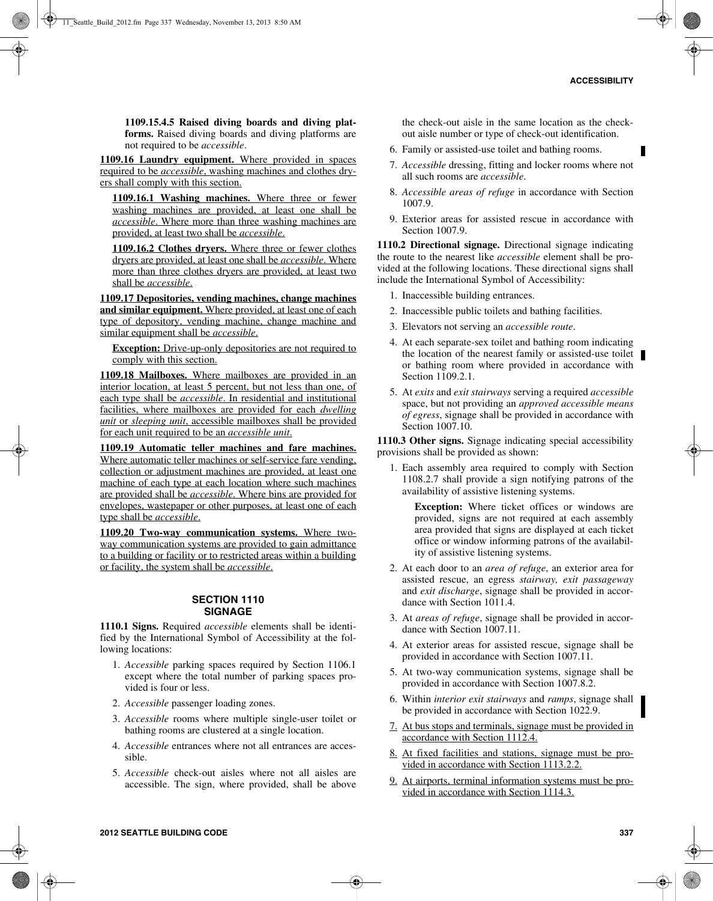**1109.15.4.5 Raised diving boards and diving platforms.** Raised diving boards and diving platforms are not required to be *accessible*.

**1109.16 Laundry equipment.** Where provided in spaces required to be *accessible*, washing machines and clothes dryers shall comply with this section.

**1109.16.1 Washing machines.** Where three or fewer washing machines are provided, at least one shall be *accessible*. Where more than three washing machines are provided, at least two shall be *accessible*.

**1109.16.2 Clothes dryers.** Where three or fewer clothes dryers are provided, at least one shall be *accessible*. Where more than three clothes dryers are provided, at least two shall be *accessible*.

**1109.17 Depositories, vending machines, change machines and similar equipment.** Where provided, at least one of each type of depository, vending machine, change machine and similar equipment shall be *accessible*.

**Exception:** Drive-up-only depositories are not required to comply with this section.

**1109.18 Mailboxes.** Where mailboxes are provided in an interior location, at least 5 percent, but not less than one, of each type shall be *accessible*. In residential and institutional facilities, where mailboxes are provided for each *dwelling unit* or *sleeping unit*, accessible mailboxes shall be provided for each unit required to be an *accessible unit*.

**1109.19 Automatic teller machines and fare machines.** Where automatic teller machines or self-service fare vending, collection or adjustment machines are provided, at least one machine of each type at each location where such machines are provided shall be *accessible*. Where bins are provided for envelopes, wastepaper or other purposes, at least one of each type shall be *accessible*.

**1109.20 Two-way communication systems.** Where two-way communication systems are provided to gain admittance to a building or facility or to restricted areas within a building or facility, the system shall be *accessible*.

## SECTION 1110 SIGNAGE

**1110.1 Signs.** Required *accessible* elements shall be identified by the International Symbol of Accessibility at the following locations:

1. *Accessible* parking spaces required by Section 1106.1 except where the total number of parking spaces provided is four or less.
2. *Accessible* passenger loading zones.
3. *Accessible* rooms where multiple single-user toilet or bathing rooms are clustered at a single location.
4. *Accessible* entrances where not all entrances are accessible.
5. *Accessible* check-out aisles where not all aisles are accessible. The sign, where provided, shall be above the check-out aisle in the same location as the check-out aisle number or type of check-out identification.
6. Family or assisted-use toilet and bathing rooms.
7. *Accessible* dressing, fitting and locker rooms where not all such rooms are *accessible*.
8. *Accessible areas of refuge* in accordance with Section 1007.9.
9. Exterior areas for assisted rescue in accordance with Section 1007.9.

**1110.2 Directional signage.** Directional signage indicating the route to the nearest like *accessible* element shall be provided at the following locations. These directional signs shall include the International Symbol of Accessibility:

1. Inaccessible building entrances.
2. Inaccessible public toilets and bathing facilities.
3. Elevators not serving an *accessible route*.
4. At each separate-sex toilet and bathing room indicating the location of the nearest family or assisted-use toilet or bathing room where provided in accordance with Section 1109.2.1.
5. At *exits* and *exit stairways* serving a required *accessible* space, but not providing an *approved accessible means of egress*, signage shall be provided in accordance with Section 1007.10.

**1110.3 Other signs.** Signage indicating special accessibility provisions shall be provided as shown:

1. Each assembly area required to comply with Section 1108.2.7 shall provide a sign notifying patrons of the availability of assistive listening systems.

   **Exception:** Where ticket offices or windows are provided, signs are not required at each assembly area provided that signs are displayed at each ticket office or window informing patrons of the availability of assistive listening systems.

2. At each door to an *area of refuge*, an exterior area for assisted rescue, an egress *stairway, exit passageway* and *exit discharge*, signage shall be provided in accordance with Section 1011.4.
3. At *areas of refuge*, signage shall be provided in accordance with Section 1007.11.
4. At exterior areas for assisted rescue, signage shall be provided in accordance with Section 1007.11.
5. At two-way communication systems, signage shall be provided in accordance with Section 1007.8.2.
6. Within *interior exit stairways* and *ramps*, signage shall be provided in accordance with Section 1022.9.
7. At bus stops and terminals, signage must be provided in accordance with Section 1112.4.
8. At fixed facilities and stations, signage must be provided in accordance with Section 1113.2.2.
9. At airports, terminal information systems must be provided in accordance with Section 1114.3.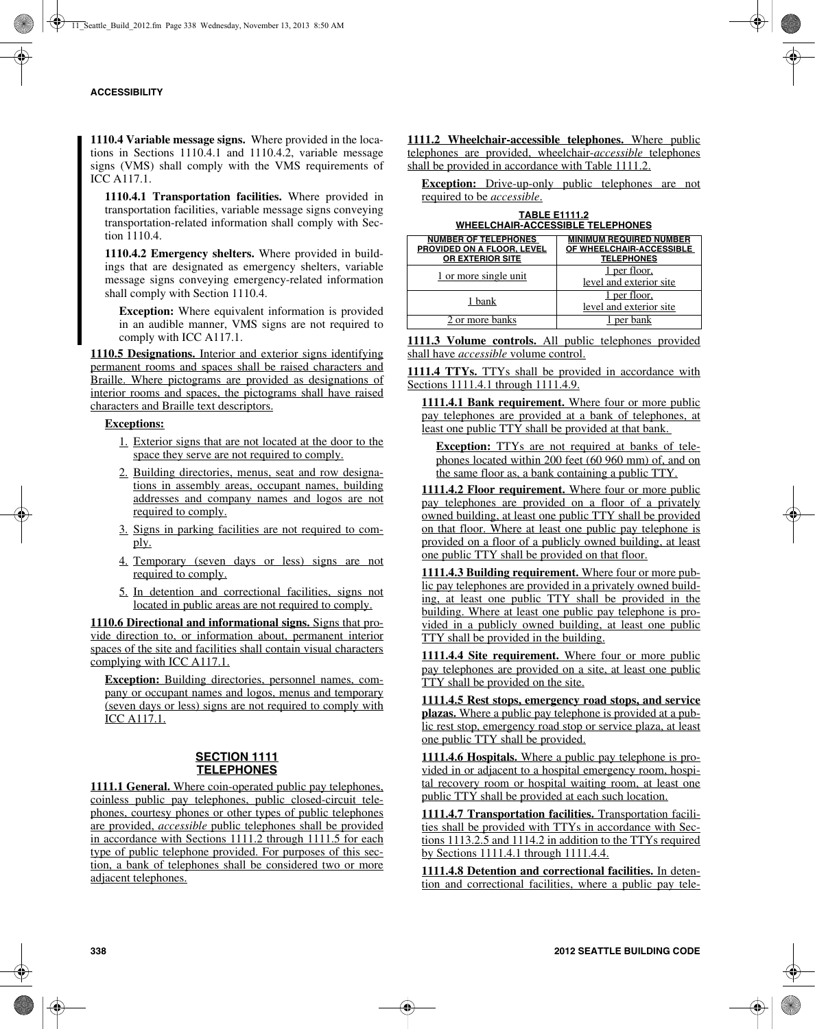**1110.4 Variable message signs.** Where provided in the locations in Sections 1110.4.1 and 1110.4.2, variable message signs (VMS) shall comply with the VMS requirements of ICC A117.1.

**1110.4.1 Transportation facilities.** Where provided in transportation facilities, variable message signs conveying transportation-related information shall comply with Section 1110.4.

**1110.4.2 Emergency shelters.** Where provided in buildings that are designated as emergency shelters, variable message signs conveying emergency-related information shall comply with Section 1110.4.

**Exception:** Where equivalent information is provided in an audible manner, VMS signs are not required to comply with ICC A117.1.

**1110.5 Designations.** Interior and exterior signs identifying permanent rooms and spaces shall be raised characters and Braille. Where pictograms are provided as designations of interior rooms and spaces, the pictograms shall have raised characters and Braille text descriptors.

**Exceptions:**

1. Exterior signs that are not located at the door to the space they serve are not required to comply.
2. Building directories, menus, seat and row designations in assembly areas, occupant names, building addresses and company names and logos are not required to comply.
3. Signs in parking facilities are not required to comply.
4. Temporary (seven days or less) signs are not required to comply.
5. In detention and correctional facilities, signs not located in public areas are not required to comply.

**1110.6 Directional and informational signs.** Signs that provide direction to, or information about, permanent interior spaces of the site and facilities shall contain visual characters complying with ICC A117.1.

**Exception:** Building directories, personnel names, company or occupant names and logos, menus and temporary (seven days or less) signs are not required to comply with ICC A117.1.

## SECTION 1111 TELEPHONES

**1111.1 General.** Where coin-operated public pay telephones, coinless public pay telephones, public closed-circuit telephones, courtesy phones or other types of public telephones are provided, *accessible* public telephones shall be provided in accordance with Sections 1111.2 through 1111.5 for each type of public telephone provided. For purposes of this section, a bank of telephones shall be considered two or more adjacent telephones.

**1111.2 Wheelchair-accessible telephones.** Where public telephones are provided, wheelchair-*accessible* telephones shall be provided in accordance with Table 1111.2.

**Exception:** Drive-up-only public telephones are not required to be *accessible*.

**TABLE E1111.2 WHEELCHAIR-ACCESSIBLE TELEPHONES**

| NUMBER OF TELEPHONES PROVIDED ON A FLOOR, LEVEL OR EXTERIOR SITE | MINIMUM REQUIRED NUMBER OF WHEELCHAIR-ACCESSIBLE TELEPHONES |
|---|---|
| 1 or more single unit | 1 per floor, level and exterior site |
| 1 bank | 1 per floor, level and exterior site |
| 2 or more banks | 1 per bank |

**1111.3 Volume controls.** All public telephones provided shall have *accessible* volume control.

**1111.4 TTYs.** TTYs shall be provided in accordance with Sections 1111.4.1 through 1111.4.9.

**1111.4.1 Bank requirement.** Where four or more public pay telephones are provided at a bank of telephones, at least one public TTY shall be provided at that bank.

**Exception:** TTYs are not required at banks of telephones located within 200 feet (60 960 mm) of, and on the same floor as, a bank containing a public TTY.

**1111.4.2 Floor requirement.** Where four or more public pay telephones are provided on a floor of a privately owned building, at least one public TTY shall be provided on that floor. Where at least one public pay telephone is provided on a floor of a publicly owned building, at least one public TTY shall be provided on that floor.

**1111.4.3 Building requirement.** Where four or more public pay telephones are provided in a privately owned building, at least one public TTY shall be provided in the building. Where at least one public pay telephone is provided in a publicly owned building, at least one public TTY shall be provided in the building.

**1111.4.4 Site requirement.** Where four or more public pay telephones are provided on a site, at least one public TTY shall be provided on the site.

**1111.4.5 Rest stops, emergency road stops, and service plazas.** Where a public pay telephone is provided at a public rest stop, emergency road stop or service plaza, at least one public TTY shall be provided.

**1111.4.6 Hospitals.** Where a public pay telephone is provided in or adjacent to a hospital emergency room, hospital recovery room or hospital waiting room, at least one public TTY shall be provided at each such location.

**1111.4.7 Transportation facilities.** Transportation facilities shall be provided with TTYs in accordance with Sections 1113.2.5 and 1114.2 in addition to the TTYs required by Sections 1111.4.1 through 1111.4.4.

**1111.4.8 Detention and correctional facilities.** In detention and correctional facilities, where a public pay tele-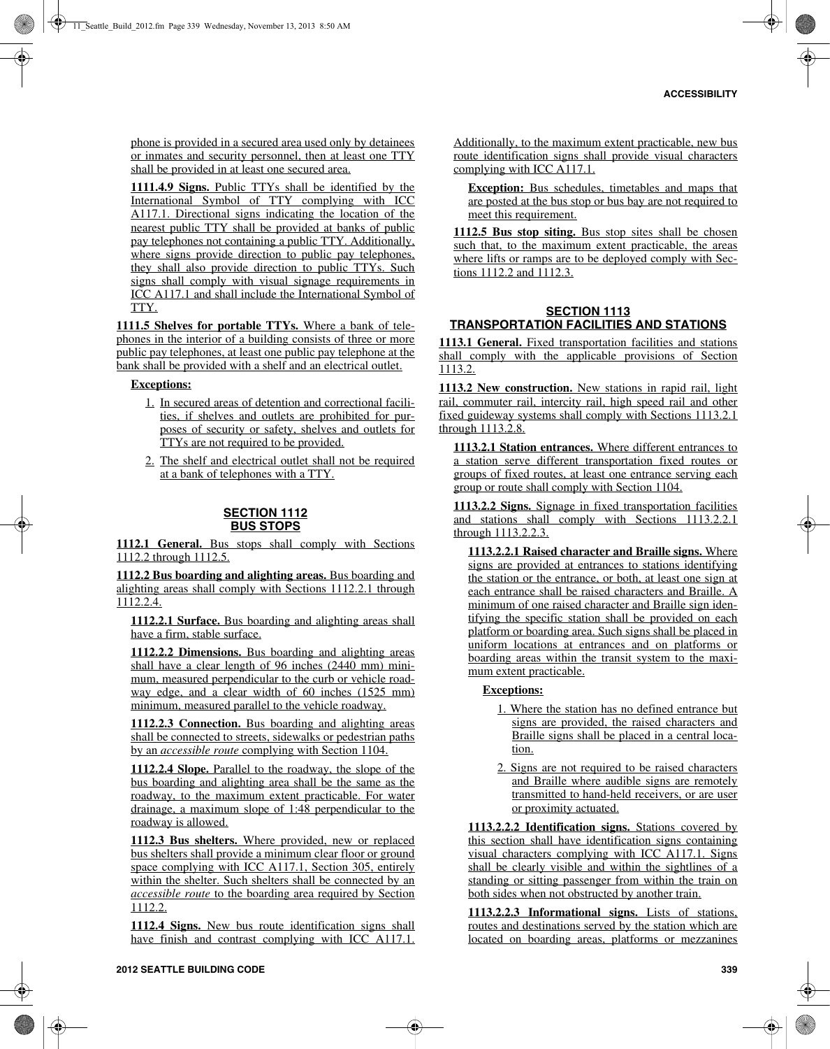phone is provided in a secured area used only by detainees or inmates and security personnel, then at least one TTY shall be provided in at least one secured area.

**1111.4.9 Signs.** Public TTYs shall be identified by the International Symbol of TTY complying with ICC A117.1. Directional signs indicating the location of the nearest public TTY shall be provided at banks of public pay telephones not containing a public TTY. Additionally, where signs provide direction to public pay telephones, they shall also provide direction to public TTYs. Such signs shall comply with visual signage requirements in ICC A117.1 and shall include the International Symbol of TTY.

**1111.5 Shelves for portable TTYs.** Where a bank of telephones in the interior of a building consists of three or more public pay telephones, at least one public pay telephone at the bank shall be provided with a shelf and an electrical outlet.

**Exceptions:**

1. In secured areas of detention and correctional facilities, if shelves and outlets are prohibited for purposes of security or safety, shelves and outlets for TTYs are not required to be provided.
2. The shelf and electrical outlet shall not be required at a bank of telephones with a TTY.

## SECTION 1112 BUS STOPS

**1112.1 General.** Bus stops shall comply with Sections 1112.2 through 1112.5.

**1112.2 Bus boarding and alighting areas.** Bus boarding and alighting areas shall comply with Sections 1112.2.1 through 1112.2.4.

**1112.2.1 Surface.** Bus boarding and alighting areas shall have a firm, stable surface.

**1112.2.2 Dimensions.** Bus boarding and alighting areas shall have a clear length of 96 inches (2440 mm) minimum, measured perpendicular to the curb or vehicle roadway edge, and a clear width of 60 inches (1525 mm) minimum, measured parallel to the vehicle roadway.

**1112.2.3 Connection.** Bus boarding and alighting areas shall be connected to streets, sidewalks or pedestrian paths by an *accessible route* complying with Section 1104.

**1112.2.4 Slope.** Parallel to the roadway, the slope of the bus boarding and alighting area shall be the same as the roadway, to the maximum extent practicable. For water drainage, a maximum slope of 1:48 perpendicular to the roadway is allowed.

**1112.3 Bus shelters.** Where provided, new or replaced bus shelters shall provide a minimum clear floor or ground space complying with ICC A117.1, Section 305, entirely within the shelter. Such shelters shall be connected by an *accessible route* to the boarding area required by Section 1112.2.

**1112.4 Signs.** New bus route identification signs shall have finish and contrast complying with ICC A117.1. Additionally, to the maximum extent practicable, new bus route identification signs shall provide visual characters complying with ICC A117.1.

**Exception:** Bus schedules, timetables and maps that are posted at the bus stop or bus bay are not required to meet this requirement.

**1112.5 Bus stop siting.** Bus stop sites shall be chosen such that, to the maximum extent practicable, the areas where lifts or ramps are to be deployed comply with Sections 1112.2 and 1112.3.

## SECTION 1113 TRANSPORTATION FACILITIES AND STATIONS

**1113.1 General.** Fixed transportation facilities and stations shall comply with the applicable provisions of Section 1113.2.

**1113.2 New construction.** New stations in rapid rail, light rail, commuter rail, intercity rail, high speed rail and other fixed guideway systems shall comply with Sections 1113.2.1 through 1113.2.8.

**1113.2.1 Station entrances.** Where different entrances to a station serve different transportation fixed routes or groups of fixed routes, at least one entrance serving each group or route shall comply with Section 1104.

**1113.2.2 Signs.** Signage in fixed transportation facilities and stations shall comply with Sections 1113.2.2.1 through 1113.2.2.3.

**1113.2.2.1 Raised character and Braille signs.** Where signs are provided at entrances to stations identifying the station or the entrance, or both, at least one sign at each entrance shall be raised characters and Braille. A minimum of one raised character and Braille sign identifying the specific station shall be provided on each platform or boarding area. Such signs shall be placed in uniform locations at entrances and on platforms or boarding areas within the transit system to the maximum extent practicable.

**Exceptions:**

1. Where the station has no defined entrance but signs are provided, the raised characters and Braille signs shall be placed in a central location.
2. Signs are not required to be raised characters and Braille where audible signs are remotely transmitted to hand-held receivers, or are user or proximity actuated.

**1113.2.2.2 Identification signs.** Stations covered by this section shall have identification signs containing visual characters complying with ICC A117.1. Signs shall be clearly visible and within the sightlines of a standing or sitting passenger from within the train on both sides when not obstructed by another train.

**1113.2.2.3 Informational signs.** Lists of stations, routes and destinations served by the station which are located on boarding areas, platforms or mezzanines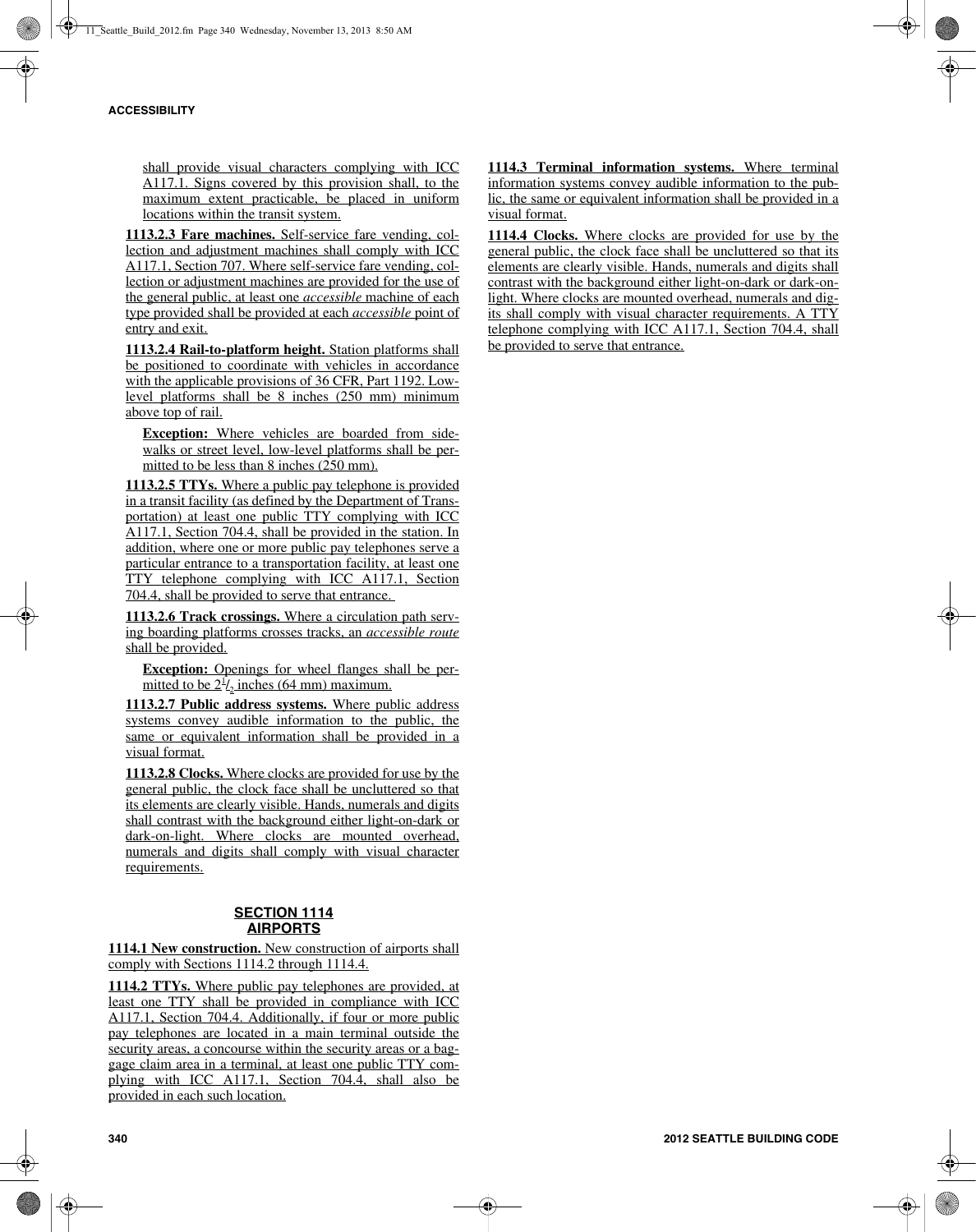shall provide visual characters complying with ICC A117.1. Signs covered by this provision shall, to the maximum extent practicable, be placed in uniform locations within the transit system.

**1113.2.3 Fare machines.** Self-service fare vending, collection and adjustment machines shall comply with ICC A117.1, Section 707. Where self-service fare vending, collection or adjustment machines are provided for the use of the general public, at least one *accessible* machine of each type provided shall be provided at each *accessible* point of entry and exit.

**1113.2.4 Rail-to-platform height.** Station platforms shall be positioned to coordinate with vehicles in accordance with the applicable provisions of 36 CFR, Part 1192. Low-level platforms shall be 8 inches (250 mm) minimum above top of rail.

**Exception:** Where vehicles are boarded from sidewalks or street level, low-level platforms shall be permitted to be less than 8 inches (250 mm).

**1113.2.5 TTYs.** Where a public pay telephone is provided in a transit facility (as defined by the Department of Transportation) at least one public TTY complying with ICC A117.1, Section 704.4, shall be provided in the station. In addition, where one or more public pay telephones serve a particular entrance to a transportation facility, at least one TTY telephone complying with ICC A117.1, Section 704.4, shall be provided to serve that entrance.

**1113.2.6 Track crossings.** Where a circulation path serving boarding platforms crosses tracks, an *accessible route* shall be provided.

**Exception:** Openings for wheel flanges shall be permitted to be $2^1/_2$ inches (64 mm) maximum.

**1113.2.7 Public address systems.** Where public address systems convey audible information to the public, the same or equivalent information shall be provided in a visual format.

**1113.2.8 Clocks.** Where clocks are provided for use by the general public, the clock face shall be uncluttered so that its elements are clearly visible. Hands, numerals and digits shall contrast with the background either light-on-dark or dark-on-light. Where clocks are mounted overhead, numerals and digits shall comply with visual character requirements.

## SECTION 1114 AIRPORTS

**1114.1 New construction.** New construction of airports shall comply with Sections 1114.2 through 1114.4.

**1114.2 TTYs.** Where public pay telephones are provided, at least one TTY shall be provided in compliance with ICC A117.1, Section 704.4. Additionally, if four or more public pay telephones are located in a main terminal outside the security areas, a concourse within the security areas or a baggage claim area in a terminal, at least one public TTY complying with ICC A117.1, Section 704.4, shall also be provided in each such location.

**1114.3 Terminal information systems.** Where terminal information systems convey audible information to the public, the same or equivalent information shall be provided in a visual format.

**1114.4 Clocks.** Where clocks are provided for use by the general public, the clock face shall be uncluttered so that its elements are clearly visible. Hands, numerals and digits shall contrast with the background either light-on-dark or dark-on-light. Where clocks are mounted overhead, numerals and digits shall comply with visual character requirements. A TTY telephone complying with ICC A117.1, Section 704.4, shall be provided to serve that entrance.